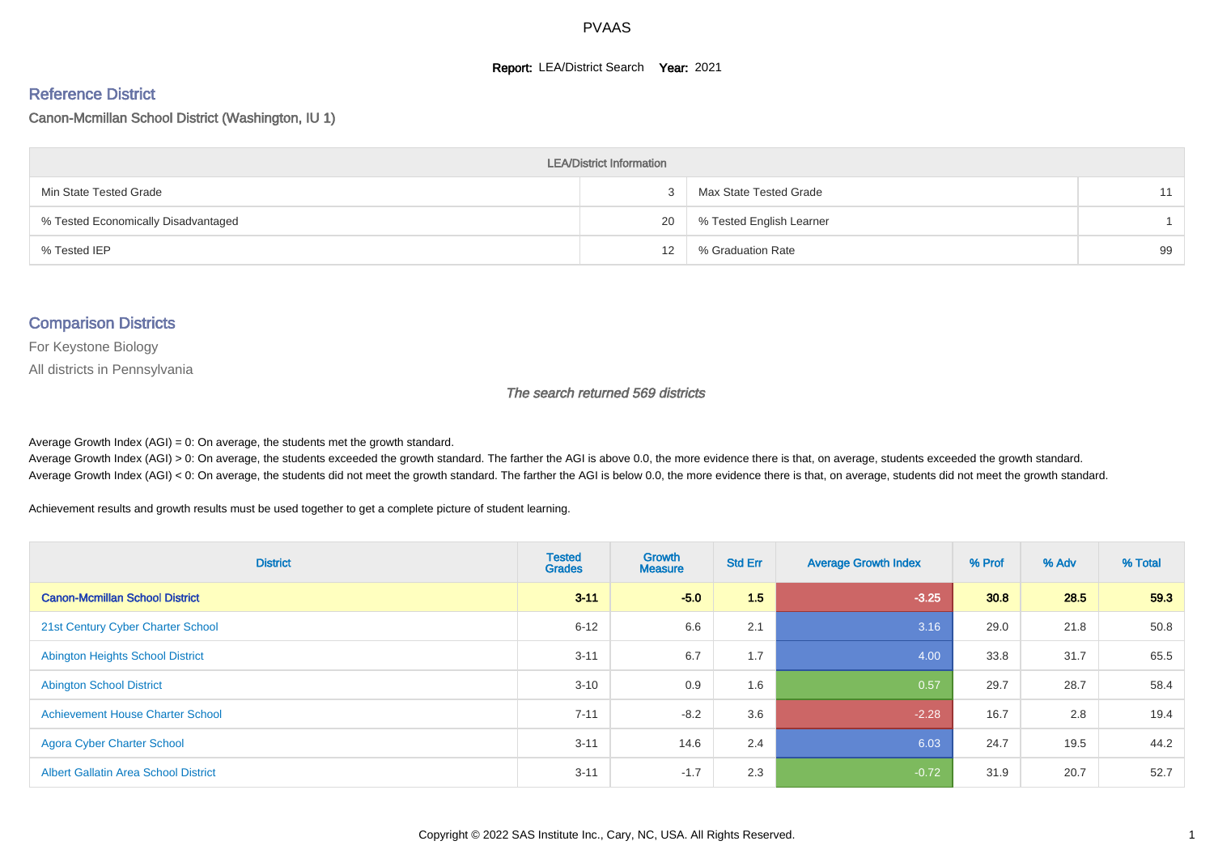# PVAAS

**Report:** LEA/District Search **Year:** 2021

## Reference District

Canon-Mcmillan School District (Washington, IU 1)

| LEA/District Information | | | |
|---|---|---|---|
| Min State Tested Grade | 3 | Max State Tested Grade | 11 |
| % Tested Economically Disadvantaged | 20 | % Tested English Learner | 1 |
| % Tested IEP | 12 | % Graduation Rate | 99 |

## Comparison Districts

For Keystone Biology

All districts in Pennsylvania

*The search returned 569 districts*

Average Growth Index (AGI) = 0: On average, the students met the growth standard.

Average Growth Index (AGI) > 0: On average, the students exceeded the growth standard. The farther the AGI is above 0.0, the more evidence there is that, on average, students exceeded the growth standard.

Average Growth Index (AGI) < 0: On average, the students did not meet the growth standard. The farther the AGI is below 0.0, the more evidence there is that, on average, students did not meet the growth standard.

Achievement results and growth results must be used together to get a complete picture of student learning.

| District | Tested Grades | Growth Measure | Std Err | Average Growth Index | % Prof | % Adv | % Total |
|---|---|---|---|---|---|---|---|
| **Canon-Mcmillan School District** | **3-11** | **-5.0** | **1.5** | **-3.25** | **30.8** | **28.5** | **59.3** |
| 21st Century Cyber Charter School | 6-12 | 6.6 | 2.1 | 3.16 | 29.0 | 21.8 | 50.8 |
| Abington Heights School District | 3-11 | 6.7 | 1.7 | 4.00 | 33.8 | 31.7 | 65.5 |
| Abington School District | 3-10 | 0.9 | 1.6 | 0.57 | 29.7 | 28.7 | 58.4 |
| Achievement House Charter School | 7-11 | -8.2 | 3.6 | -2.28 | 16.7 | 2.8 | 19.4 |
| Agora Cyber Charter School | 3-11 | 14.6 | 2.4 | 6.03 | 24.7 | 19.5 | 44.2 |
| Albert Gallatin Area School District | 3-11 | -1.7 | 2.3 | -0.72 | 31.9 | 20.7 | 52.7 |

Copyright © 2022 SAS Institute Inc., Cary, NC, USA. All Rights Reserved.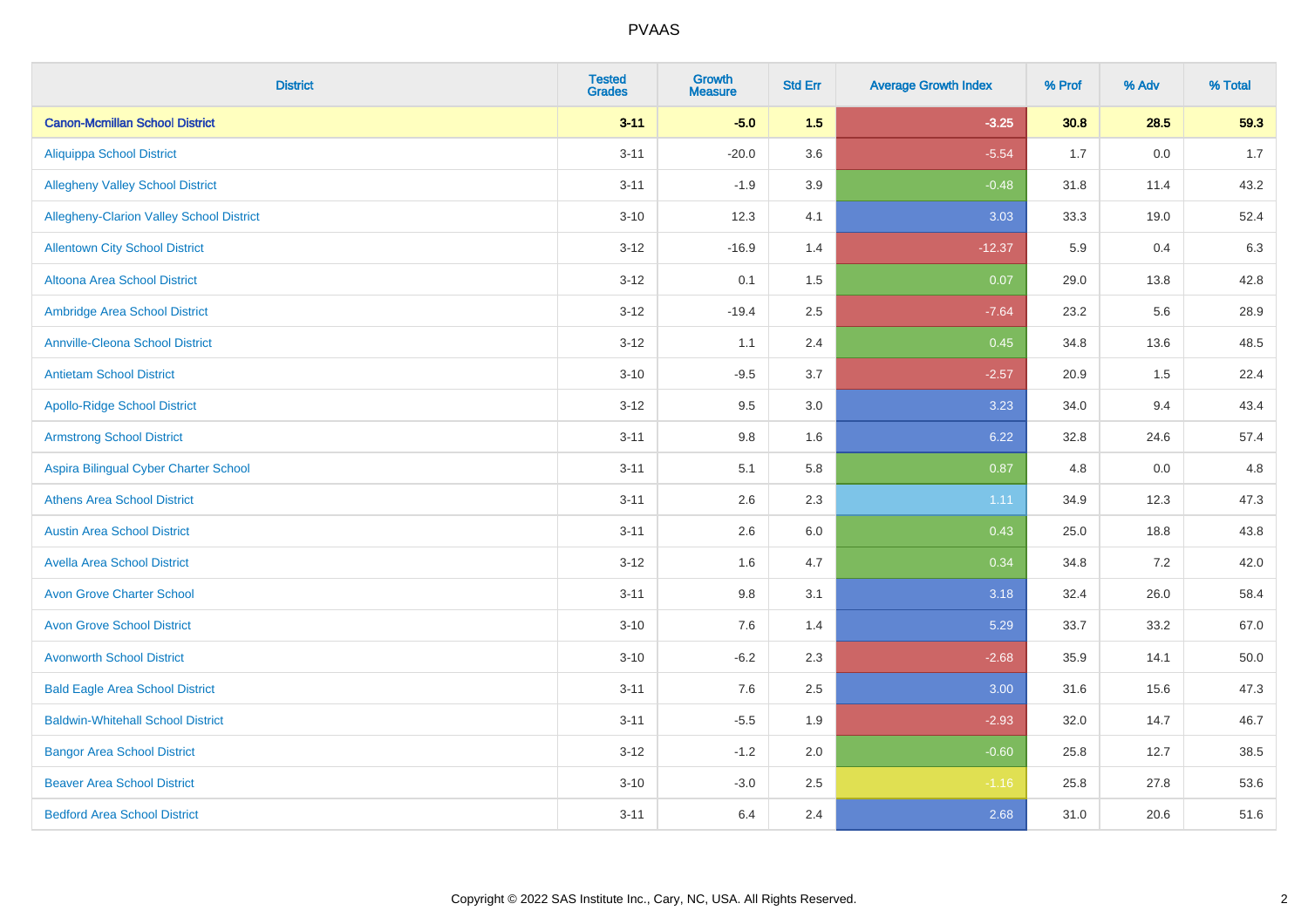PVAAS

| District | Tested Grades | Growth Measure | Std Err | Average Growth Index | % Prof | % Adv | % Total |
|---|---|---|---|---|---|---|---|
| **Canon-Mcmillan School District** | **3-11** | **-5.0** | **1.5** | **-3.25** | **30.8** | **28.5** | **59.3** |
| Aliquippa School District | 3-11 | -20.0 | 3.6 | -5.54 | 1.7 | 0.0 | 1.7 |
| Allegheny Valley School District | 3-11 | -1.9 | 3.9 | -0.48 | 31.8 | 11.4 | 43.2 |
| Allegheny-Clarion Valley School District | 3-10 | 12.3 | 4.1 | 3.03 | 33.3 | 19.0 | 52.4 |
| Allentown City School District | 3-12 | -16.9 | 1.4 | -12.37 | 5.9 | 0.4 | 6.3 |
| Altoona Area School District | 3-12 | 0.1 | 1.5 | 0.07 | 29.0 | 13.8 | 42.8 |
| Ambridge Area School District | 3-12 | -19.4 | 2.5 | -7.64 | 23.2 | 5.6 | 28.9 |
| Annville-Cleona School District | 3-12 | 1.1 | 2.4 | 0.45 | 34.8 | 13.6 | 48.5 |
| Antietam School District | 3-10 | -9.5 | 3.7 | -2.57 | 20.9 | 1.5 | 22.4 |
| Apollo-Ridge School District | 3-12 | 9.5 | 3.0 | 3.23 | 34.0 | 9.4 | 43.4 |
| Armstrong School District | 3-11 | 9.8 | 1.6 | 6.22 | 32.8 | 24.6 | 57.4 |
| Aspira Bilingual Cyber Charter School | 3-11 | 5.1 | 5.8 | 0.87 | 4.8 | 0.0 | 4.8 |
| Athens Area School District | 3-11 | 2.6 | 2.3 | 1.11 | 34.9 | 12.3 | 47.3 |
| Austin Area School District | 3-11 | 2.6 | 6.0 | 0.43 | 25.0 | 18.8 | 43.8 |
| Avella Area School District | 3-12 | 1.6 | 4.7 | 0.34 | 34.8 | 7.2 | 42.0 |
| Avon Grove Charter School | 3-11 | 9.8 | 3.1 | 3.18 | 32.4 | 26.0 | 58.4 |
| Avon Grove School District | 3-10 | 7.6 | 1.4 | 5.29 | 33.7 | 33.2 | 67.0 |
| Avonworth School District | 3-10 | -6.2 | 2.3 | -2.68 | 35.9 | 14.1 | 50.0 |
| Bald Eagle Area School District | 3-11 | 7.6 | 2.5 | 3.00 | 31.6 | 15.6 | 47.3 |
| Baldwin-Whitehall School District | 3-11 | -5.5 | 1.9 | -2.93 | 32.0 | 14.7 | 46.7 |
| Bangor Area School District | 3-12 | -1.2 | 2.0 | -0.60 | 25.8 | 12.7 | 38.5 |
| Beaver Area School District | 3-10 | -3.0 | 2.5 | -1.16 | 25.8 | 27.8 | 53.6 |
| Bedford Area School District | 3-11 | 6.4 | 2.4 | 2.68 | 31.0 | 20.6 | 51.6 |

Copyright © 2022 SAS Institute Inc., Cary, NC, USA. All Rights Reserved.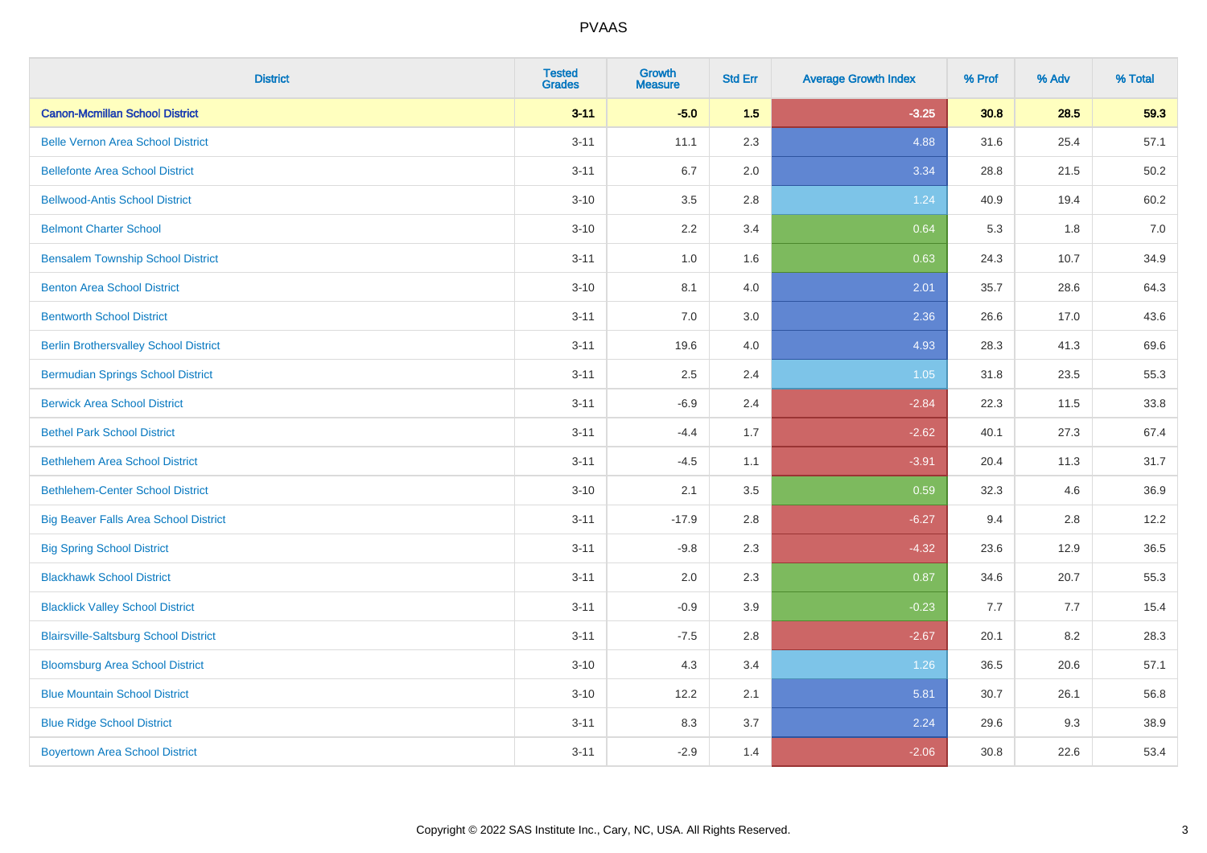# PVAAS

| District | Tested Grades | Growth Measure | Std Err | Average Growth Index | % Prof | % Adv | % Total |
|---|---|---|---|---|---|---|---|
| **Canon-Mcmillan School District** | **3-11** | **-5.0** | **1.5** | **-3.25** | **30.8** | **28.5** | **59.3** |
| Belle Vernon Area School District | 3-11 | 11.1 | 2.3 | 4.88 | 31.6 | 25.4 | 57.1 |
| Bellefonte Area School District | 3-11 | 6.7 | 2.0 | 3.34 | 28.8 | 21.5 | 50.2 |
| Bellwood-Antis School District | 3-10 | 3.5 | 2.8 | 1.24 | 40.9 | 19.4 | 60.2 |
| Belmont Charter School | 3-10 | 2.2 | 3.4 | 0.64 | 5.3 | 1.8 | 7.0 |
| Bensalem Township School District | 3-11 | 1.0 | 1.6 | 0.63 | 24.3 | 10.7 | 34.9 |
| Benton Area School District | 3-10 | 8.1 | 4.0 | 2.01 | 35.7 | 28.6 | 64.3 |
| Bentworth School District | 3-11 | 7.0 | 3.0 | 2.36 | 26.6 | 17.0 | 43.6 |
| Berlin Brothersvalley School District | 3-11 | 19.6 | 4.0 | 4.93 | 28.3 | 41.3 | 69.6 |
| Bermudian Springs School District | 3-11 | 2.5 | 2.4 | 1.05 | 31.8 | 23.5 | 55.3 |
| Berwick Area School District | 3-11 | -6.9 | 2.4 | -2.84 | 22.3 | 11.5 | 33.8 |
| Bethel Park School District | 3-11 | -4.4 | 1.7 | -2.62 | 40.1 | 27.3 | 67.4 |
| Bethlehem Area School District | 3-11 | -4.5 | 1.1 | -3.91 | 20.4 | 11.3 | 31.7 |
| Bethlehem-Center School District | 3-10 | 2.1 | 3.5 | 0.59 | 32.3 | 4.6 | 36.9 |
| Big Beaver Falls Area School District | 3-11 | -17.9 | 2.8 | -6.27 | 9.4 | 2.8 | 12.2 |
| Big Spring School District | 3-11 | -9.8 | 2.3 | -4.32 | 23.6 | 12.9 | 36.5 |
| Blackhawk School District | 3-11 | 2.0 | 2.3 | 0.87 | 34.6 | 20.7 | 55.3 |
| Blacklick Valley School District | 3-11 | -0.9 | 3.9 | -0.23 | 7.7 | 7.7 | 15.4 |
| Blairsville-Saltsburg School District | 3-11 | -7.5 | 2.8 | -2.67 | 20.1 | 8.2 | 28.3 |
| Bloomsburg Area School District | 3-10 | 4.3 | 3.4 | 1.26 | 36.5 | 20.6 | 57.1 |
| Blue Mountain School District | 3-10 | 12.2 | 2.1 | 5.81 | 30.7 | 26.1 | 56.8 |
| Blue Ridge School District | 3-11 | 8.3 | 3.7 | 2.24 | 29.6 | 9.3 | 38.9 |
| Boyertown Area School District | 3-11 | -2.9 | 1.4 | -2.06 | 30.8 | 22.6 | 53.4 |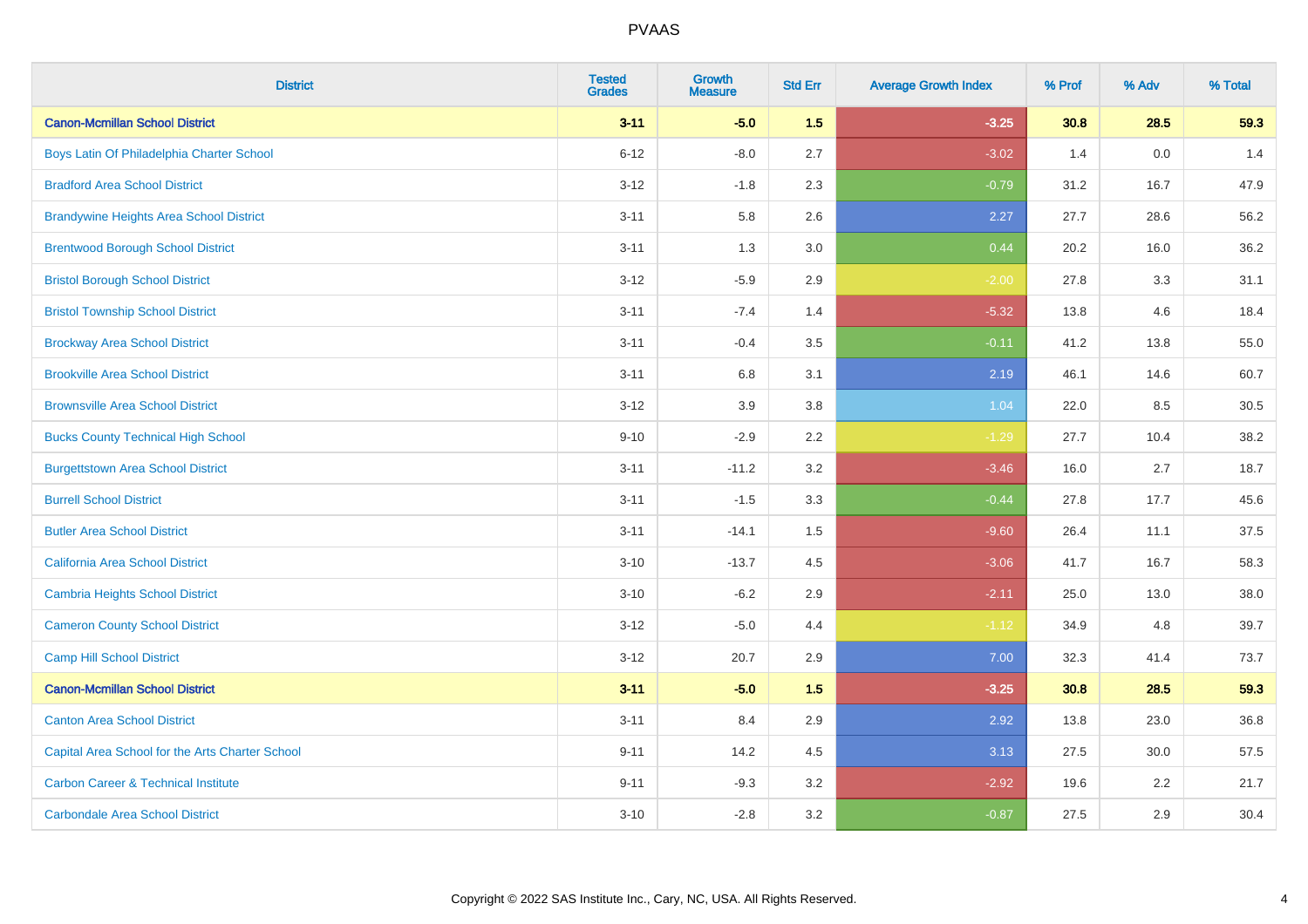| District | Tested Grades | Growth Measure | Std Err | Average Growth Index | % Prof | % Adv | % Total |
|---|---|---|---|---|---|---|---|
| **Canon-Mcmillan School District** | **3-11** | **-5.0** | **1.5** | **-3.25** | **30.8** | **28.5** | **59.3** |
| Boys Latin Of Philadelphia Charter School | 6-12 | -8.0 | 2.7 | -3.02 | 1.4 | 0.0 | 1.4 |
| Bradford Area School District | 3-12 | -1.8 | 2.3 | -0.79 | 31.2 | 16.7 | 47.9 |
| Brandywine Heights Area School District | 3-11 | 5.8 | 2.6 | 2.27 | 27.7 | 28.6 | 56.2 |
| Brentwood Borough School District | 3-11 | 1.3 | 3.0 | 0.44 | 20.2 | 16.0 | 36.2 |
| Bristol Borough School District | 3-12 | -5.9 | 2.9 | -2.00 | 27.8 | 3.3 | 31.1 |
| Bristol Township School District | 3-11 | -7.4 | 1.4 | -5.32 | 13.8 | 4.6 | 18.4 |
| Brockway Area School District | 3-11 | -0.4 | 3.5 | -0.11 | 41.2 | 13.8 | 55.0 |
| Brookville Area School District | 3-11 | 6.8 | 3.1 | 2.19 | 46.1 | 14.6 | 60.7 |
| Brownsville Area School District | 3-12 | 3.9 | 3.8 | 1.04 | 22.0 | 8.5 | 30.5 |
| Bucks County Technical High School | 9-10 | -2.9 | 2.2 | -1.29 | 27.7 | 10.4 | 38.2 |
| Burgettstown Area School District | 3-11 | -11.2 | 3.2 | -3.46 | 16.0 | 2.7 | 18.7 |
| Burrell School District | 3-11 | -1.5 | 3.3 | -0.44 | 27.8 | 17.7 | 45.6 |
| Butler Area School District | 3-11 | -14.1 | 1.5 | -9.60 | 26.4 | 11.1 | 37.5 |
| California Area School District | 3-10 | -13.7 | 4.5 | -3.06 | 41.7 | 16.7 | 58.3 |
| Cambria Heights School District | 3-10 | -6.2 | 2.9 | -2.11 | 25.0 | 13.0 | 38.0 |
| Cameron County School District | 3-12 | -5.0 | 4.4 | -1.12 | 34.9 | 4.8 | 39.7 |
| Camp Hill School District | 3-12 | 20.7 | 2.9 | 7.00 | 32.3 | 41.4 | 73.7 |
| **Canon-Mcmillan School District** | **3-11** | **-5.0** | **1.5** | **-3.25** | **30.8** | **28.5** | **59.3** |
| Canton Area School District | 3-11 | 8.4 | 2.9 | 2.92 | 13.8 | 23.0 | 36.8 |
| Capital Area School for the Arts Charter School | 9-11 | 14.2 | 4.5 | 3.13 | 27.5 | 30.0 | 57.5 |
| Carbon Career & Technical Institute | 9-11 | -9.3 | 3.2 | -2.92 | 19.6 | 2.2 | 21.7 |
| Carbondale Area School District | 3-10 | -2.8 | 3.2 | -0.87 | 27.5 | 2.9 | 30.4 |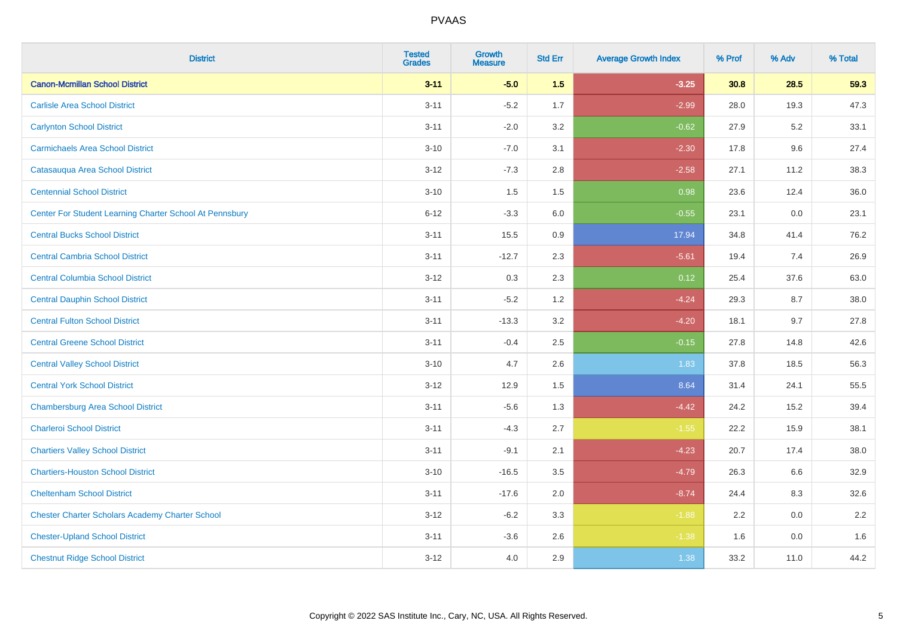# PVAAS

| District | Tested Grades | Growth Measure | Std Err | Average Growth Index | % Prof | % Adv | % Total |
|---|---|---|---|---|---|---|---|
| **Canon-Mcmillan School District** | **3-11** | **-5.0** | **1.5** | **-3.25** | **30.8** | **28.5** | **59.3** |
| Carlisle Area School District | 3-11 | -5.2 | 1.7 | -2.99 | 28.0 | 19.3 | 47.3 |
| Carlynton School District | 3-11 | -2.0 | 3.2 | -0.62 | 27.9 | 5.2 | 33.1 |
| Carmichaels Area School District | 3-10 | -7.0 | 3.1 | -2.30 | 17.8 | 9.6 | 27.4 |
| Catasauqua Area School District | 3-12 | -7.3 | 2.8 | -2.58 | 27.1 | 11.2 | 38.3 |
| Centennial School District | 3-10 | 1.5 | 1.5 | 0.98 | 23.6 | 12.4 | 36.0 |
| Center For Student Learning Charter School At Pennsbury | 6-12 | -3.3 | 6.0 | -0.55 | 23.1 | 0.0 | 23.1 |
| Central Bucks School District | 3-11 | 15.5 | 0.9 | 17.94 | 34.8 | 41.4 | 76.2 |
| Central Cambria School District | 3-11 | -12.7 | 2.3 | -5.61 | 19.4 | 7.4 | 26.9 |
| Central Columbia School District | 3-12 | 0.3 | 2.3 | 0.12 | 25.4 | 37.6 | 63.0 |
| Central Dauphin School District | 3-11 | -5.2 | 1.2 | -4.24 | 29.3 | 8.7 | 38.0 |
| Central Fulton School District | 3-11 | -13.3 | 3.2 | -4.20 | 18.1 | 9.7 | 27.8 |
| Central Greene School District | 3-11 | -0.4 | 2.5 | -0.15 | 27.8 | 14.8 | 42.6 |
| Central Valley School District | 3-10 | 4.7 | 2.6 | 1.83 | 37.8 | 18.5 | 56.3 |
| Central York School District | 3-12 | 12.9 | 1.5 | 8.64 | 31.4 | 24.1 | 55.5 |
| Chambersburg Area School District | 3-11 | -5.6 | 1.3 | -4.42 | 24.2 | 15.2 | 39.4 |
| Charleroi School District | 3-11 | -4.3 | 2.7 | -1.55 | 22.2 | 15.9 | 38.1 |
| Chartiers Valley School District | 3-11 | -9.1 | 2.1 | -4.23 | 20.7 | 17.4 | 38.0 |
| Chartiers-Houston School District | 3-10 | -16.5 | 3.5 | -4.79 | 26.3 | 6.6 | 32.9 |
| Cheltenham School District | 3-11 | -17.6 | 2.0 | -8.74 | 24.4 | 8.3 | 32.6 |
| Chester Charter Scholars Academy Charter School | 3-12 | -6.2 | 3.3 | -1.88 | 2.2 | 0.0 | 2.2 |
| Chester-Upland School District | 3-11 | -3.6 | 2.6 | -1.38 | 1.6 | 0.0 | 1.6 |
| Chestnut Ridge School District | 3-12 | 4.0 | 2.9 | 1.38 | 33.2 | 11.0 | 44.2 |

Copyright © 2022 SAS Institute Inc., Cary, NC, USA. All Rights Reserved.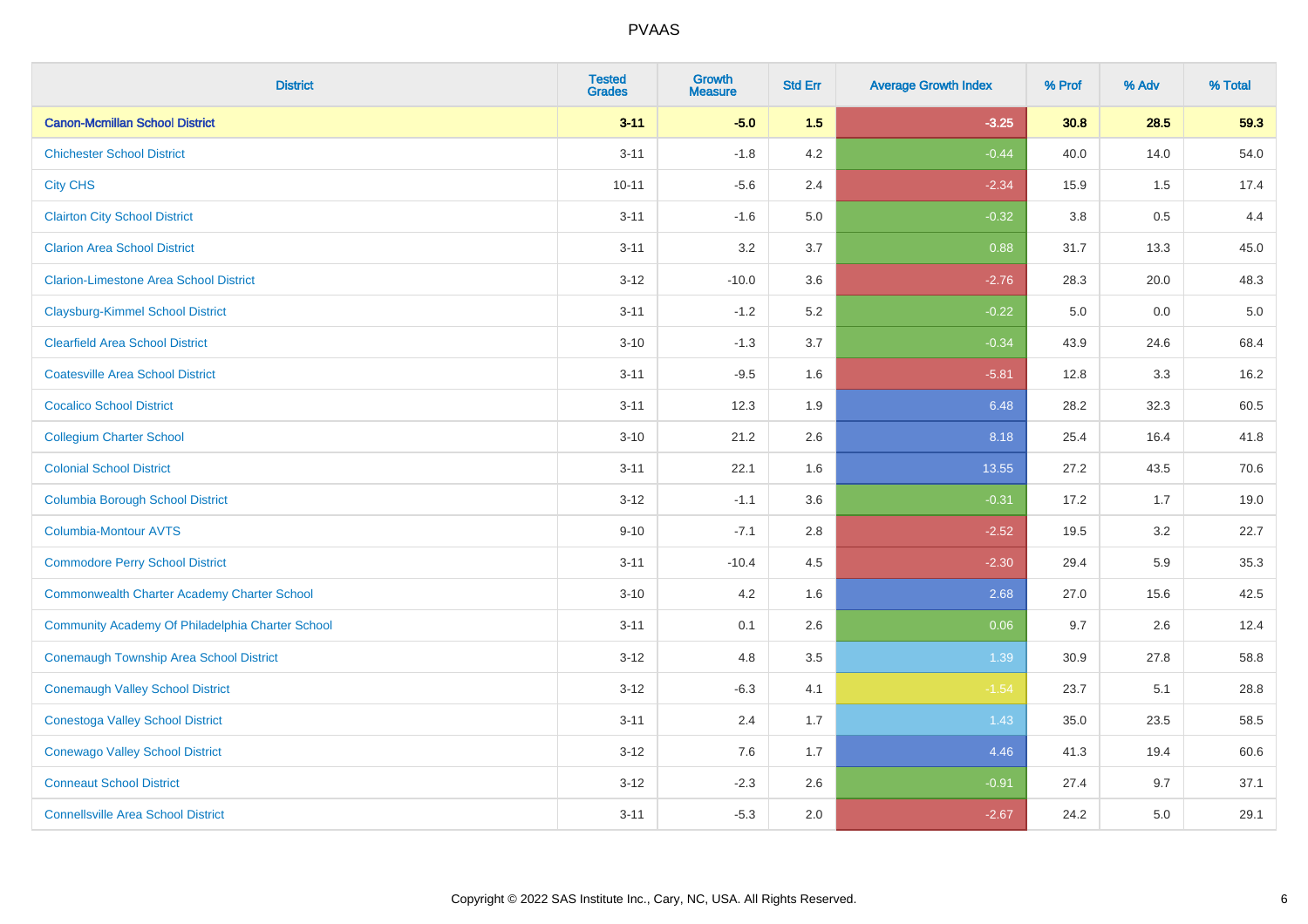# PVAAS

| District | Tested Grades | Growth Measure | Std Err | Average Growth Index | % Prof | % Adv | % Total |
|---|---|---|---|---|---|---|---|
| **Canon-Mcmillan School District** | **3-11** | **-5.0** | **1.5** | **-3.25** | **30.8** | **28.5** | **59.3** |
| Chichester School District | 3-11 | -1.8 | 4.2 | -0.44 | 40.0 | 14.0 | 54.0 |
| City CHS | 10-11 | -5.6 | 2.4 | -2.34 | 15.9 | 1.5 | 17.4 |
| Clairton City School District | 3-11 | -1.6 | 5.0 | -0.32 | 3.8 | 0.5 | 4.4 |
| Clarion Area School District | 3-11 | 3.2 | 3.7 | 0.88 | 31.7 | 13.3 | 45.0 |
| Clarion-Limestone Area School District | 3-12 | -10.0 | 3.6 | -2.76 | 28.3 | 20.0 | 48.3 |
| Claysburg-Kimmel School District | 3-11 | -1.2 | 5.2 | -0.22 | 5.0 | 0.0 | 5.0 |
| Clearfield Area School District | 3-10 | -1.3 | 3.7 | -0.34 | 43.9 | 24.6 | 68.4 |
| Coatesville Area School District | 3-11 | -9.5 | 1.6 | -5.81 | 12.8 | 3.3 | 16.2 |
| Cocalico School District | 3-11 | 12.3 | 1.9 | 6.48 | 28.2 | 32.3 | 60.5 |
| Collegium Charter School | 3-10 | 21.2 | 2.6 | 8.18 | 25.4 | 16.4 | 41.8 |
| Colonial School District | 3-11 | 22.1 | 1.6 | 13.55 | 27.2 | 43.5 | 70.6 |
| Columbia Borough School District | 3-12 | -1.1 | 3.6 | -0.31 | 17.2 | 1.7 | 19.0 |
| Columbia-Montour AVTS | 9-10 | -7.1 | 2.8 | -2.52 | 19.5 | 3.2 | 22.7 |
| Commodore Perry School District | 3-11 | -10.4 | 4.5 | -2.30 | 29.4 | 5.9 | 35.3 |
| Commonwealth Charter Academy Charter School | 3-10 | 4.2 | 1.6 | 2.68 | 27.0 | 15.6 | 42.5 |
| Community Academy Of Philadelphia Charter School | 3-11 | 0.1 | 2.6 | 0.06 | 9.7 | 2.6 | 12.4 |
| Conemaugh Township Area School District | 3-12 | 4.8 | 3.5 | 1.39 | 30.9 | 27.8 | 58.8 |
| Conemaugh Valley School District | 3-12 | -6.3 | 4.1 | -1.54 | 23.7 | 5.1 | 28.8 |
| Conestoga Valley School District | 3-11 | 2.4 | 1.7 | 1.43 | 35.0 | 23.5 | 58.5 |
| Conewago Valley School District | 3-12 | 7.6 | 1.7 | 4.46 | 41.3 | 19.4 | 60.6 |
| Conneaut School District | 3-12 | -2.3 | 2.6 | -0.91 | 27.4 | 9.7 | 37.1 |
| Connellsville Area School District | 3-11 | -5.3 | 2.0 | -2.67 | 24.2 | 5.0 | 29.1 |

Copyright © 2022 SAS Institute Inc., Cary, NC, USA. All Rights Reserved.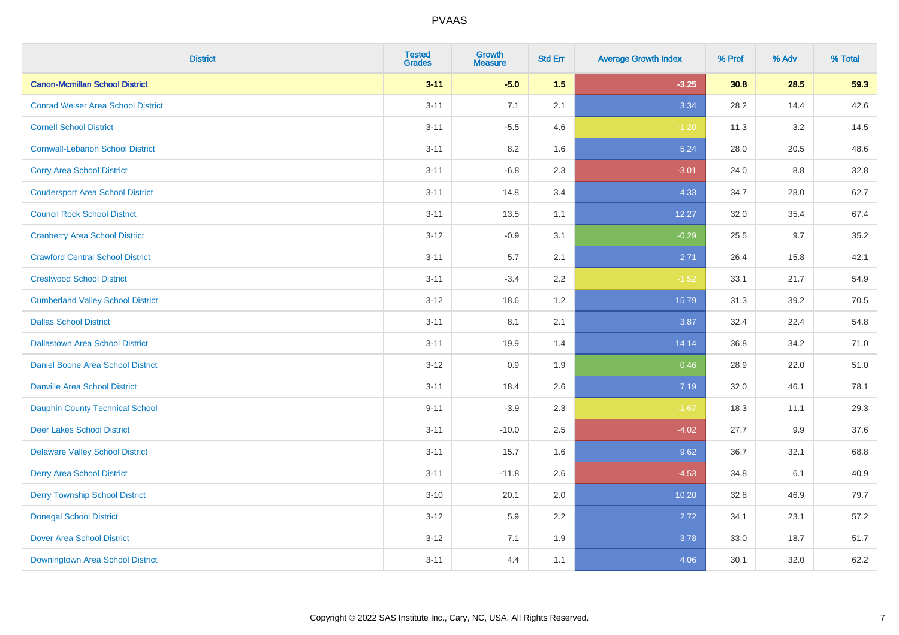| District | Tested Grades | Growth Measure | Std Err | Average Growth Index | % Prof | % Adv | % Total |
|---|---|---|---|---|---|---|---|
| **Canon-Mcmillan School District** | **3-11** | **-5.0** | **1.5** | **-3.25** | **30.8** | **28.5** | **59.3** |
| Conrad Weiser Area School District | 3-11 | 7.1 | 2.1 | 3.34 | 28.2 | 14.4 | 42.6 |
| Cornell School District | 3-11 | -5.5 | 4.6 | -1.20 | 11.3 | 3.2 | 14.5 |
| Cornwall-Lebanon School District | 3-11 | 8.2 | 1.6 | 5.24 | 28.0 | 20.5 | 48.6 |
| Corry Area School District | 3-11 | -6.8 | 2.3 | -3.01 | 24.0 | 8.8 | 32.8 |
| Coudersport Area School District | 3-11 | 14.8 | 3.4 | 4.33 | 34.7 | 28.0 | 62.7 |
| Council Rock School District | 3-11 | 13.5 | 1.1 | 12.27 | 32.0 | 35.4 | 67.4 |
| Cranberry Area School District | 3-12 | -0.9 | 3.1 | -0.29 | 25.5 | 9.7 | 35.2 |
| Crawford Central School District | 3-11 | 5.7 | 2.1 | 2.71 | 26.4 | 15.8 | 42.1 |
| Crestwood School District | 3-11 | -3.4 | 2.2 | -1.52 | 33.1 | 21.7 | 54.9 |
| Cumberland Valley School District | 3-12 | 18.6 | 1.2 | 15.79 | 31.3 | 39.2 | 70.5 |
| Dallas School District | 3-11 | 8.1 | 2.1 | 3.87 | 32.4 | 22.4 | 54.8 |
| Dallastown Area School District | 3-11 | 19.9 | 1.4 | 14.14 | 36.8 | 34.2 | 71.0 |
| Daniel Boone Area School District | 3-12 | 0.9 | 1.9 | 0.46 | 28.9 | 22.0 | 51.0 |
| Danville Area School District | 3-11 | 18.4 | 2.6 | 7.19 | 32.0 | 46.1 | 78.1 |
| Dauphin County Technical School | 9-11 | -3.9 | 2.3 | -1.67 | 18.3 | 11.1 | 29.3 |
| Deer Lakes School District | 3-11 | -10.0 | 2.5 | -4.02 | 27.7 | 9.9 | 37.6 |
| Delaware Valley School District | 3-11 | 15.7 | 1.6 | 9.62 | 36.7 | 32.1 | 68.8 |
| Derry Area School District | 3-11 | -11.8 | 2.6 | -4.53 | 34.8 | 6.1 | 40.9 |
| Derry Township School District | 3-10 | 20.1 | 2.0 | 10.20 | 32.8 | 46.9 | 79.7 |
| Donegal School District | 3-12 | 5.9 | 2.2 | 2.72 | 34.1 | 23.1 | 57.2 |
| Dover Area School District | 3-12 | 7.1 | 1.9 | 3.78 | 33.0 | 18.7 | 51.7 |
| Downingtown Area School District | 3-11 | 4.4 | 1.1 | 4.06 | 30.1 | 32.0 | 62.2 |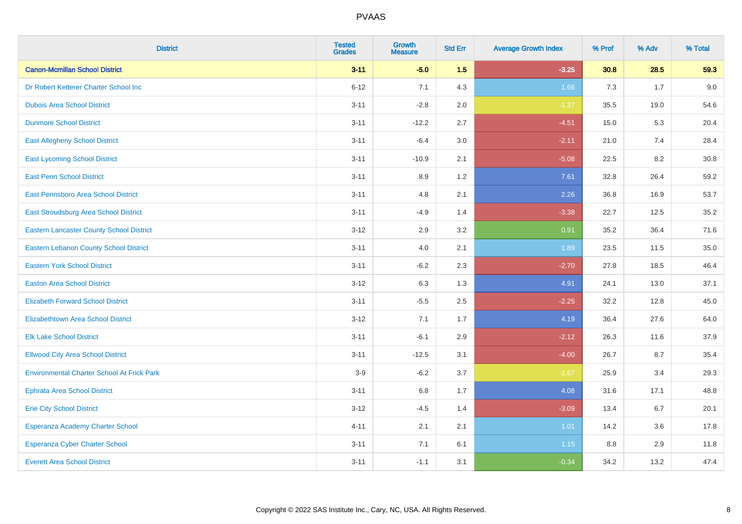| District | Tested Grades | Growth Measure | Std Err | Average Growth Index | % Prof | % Adv | % Total |
|---|---|---|---|---|---|---|---|
| **Canon-Mcmillan School District** | **3-11** | **-5.0** | **1.5** | **-3.25** | **30.8** | **28.5** | **59.3** |
| Dr Robert Ketterer Charter School Inc | 6-12 | 7.1 | 4.3 | 1.66 | 7.3 | 1.7 | 9.0 |
| Dubois Area School District | 3-11 | -2.8 | 2.0 | -1.37 | 35.5 | 19.0 | 54.6 |
| Dunmore School District | 3-11 | -12.2 | 2.7 | -4.51 | 15.0 | 5.3 | 20.4 |
| East Allegheny School District | 3-11 | -6.4 | 3.0 | -2.11 | 21.0 | 7.4 | 28.4 |
| East Lycoming School District | 3-11 | -10.9 | 2.1 | -5.08 | 22.5 | 8.2 | 30.8 |
| East Penn School District | 3-11 | 8.9 | 1.2 | 7.61 | 32.8 | 26.4 | 59.2 |
| East Pennsboro Area School District | 3-11 | 4.8 | 2.1 | 2.26 | 36.8 | 16.9 | 53.7 |
| East Stroudsburg Area School District | 3-11 | -4.9 | 1.4 | -3.38 | 22.7 | 12.5 | 35.2 |
| Eastern Lancaster County School District | 3-12 | 2.9 | 3.2 | 0.91 | 35.2 | 36.4 | 71.6 |
| Eastern Lebanon County School District | 3-11 | 4.0 | 2.1 | 1.89 | 23.5 | 11.5 | 35.0 |
| Eastern York School District | 3-11 | -6.2 | 2.3 | -2.70 | 27.8 | 18.5 | 46.4 |
| Easton Area School District | 3-12 | 6.3 | 1.3 | 4.91 | 24.1 | 13.0 | 37.1 |
| Elizabeth Forward School District | 3-11 | -5.5 | 2.5 | -2.25 | 32.2 | 12.8 | 45.0 |
| Elizabethtown Area School District | 3-12 | 7.1 | 1.7 | 4.19 | 36.4 | 27.6 | 64.0 |
| Elk Lake School District | 3-11 | -6.1 | 2.9 | -2.12 | 26.3 | 11.6 | 37.9 |
| Ellwood City Area School District | 3-11 | -12.5 | 3.1 | -4.00 | 26.7 | 8.7 | 35.4 |
| Environmental Charter School At Frick Park | 3-9 | -6.2 | 3.7 | -1.67 | 25.9 | 3.4 | 29.3 |
| Ephrata Area School District | 3-11 | 6.8 | 1.7 | 4.08 | 31.6 | 17.1 | 48.8 |
| Erie City School District | 3-12 | -4.5 | 1.4 | -3.09 | 13.4 | 6.7 | 20.1 |
| Esperanza Academy Charter School | 4-11 | 2.1 | 2.1 | 1.01 | 14.2 | 3.6 | 17.8 |
| Esperanza Cyber Charter School | 3-11 | 7.1 | 6.1 | 1.15 | 8.8 | 2.9 | 11.8 |
| Everett Area School District | 3-11 | -1.1 | 3.1 | -0.34 | 34.2 | 13.2 | 47.4 |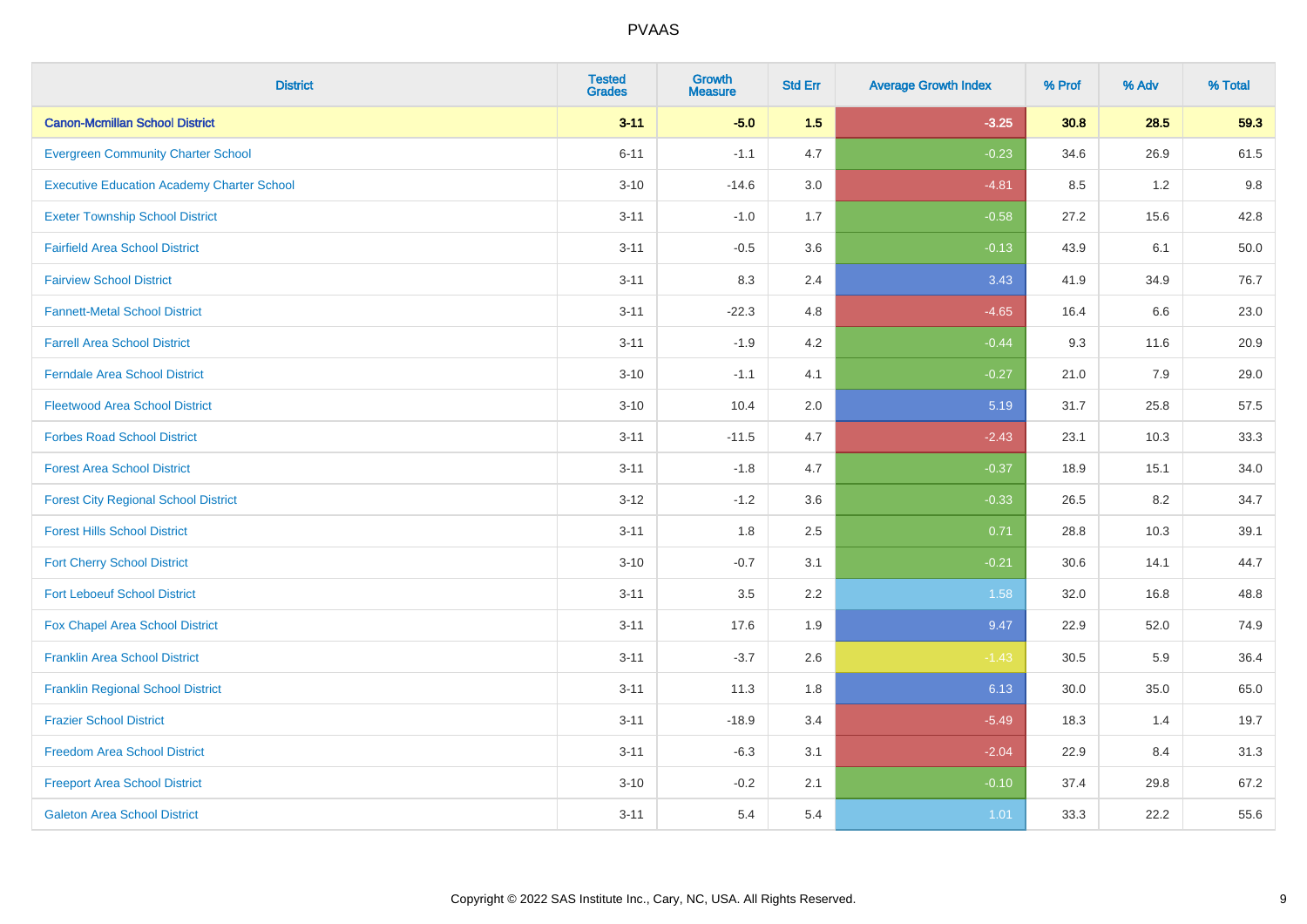# PVAAS

| District | Tested Grades | Growth Measure | Std Err | Average Growth Index | % Prof | % Adv | % Total |
|---|---|---|---|---|---|---|---|
| **Canon-Mcmillan School District** | **3-11** | **-5.0** | **1.5** | **-3.25** | **30.8** | **28.5** | **59.3** |
| Evergreen Community Charter School | 6-11 | -1.1 | 4.7 | -0.23 | 34.6 | 26.9 | 61.5 |
| Executive Education Academy Charter School | 3-10 | -14.6 | 3.0 | -4.81 | 8.5 | 1.2 | 9.8 |
| Exeter Township School District | 3-11 | -1.0 | 1.7 | -0.58 | 27.2 | 15.6 | 42.8 |
| Fairfield Area School District | 3-11 | -0.5 | 3.6 | -0.13 | 43.9 | 6.1 | 50.0 |
| Fairview School District | 3-11 | 8.3 | 2.4 | 3.43 | 41.9 | 34.9 | 76.7 |
| Fannett-Metal School District | 3-11 | -22.3 | 4.8 | -4.65 | 16.4 | 6.6 | 23.0 |
| Farrell Area School District | 3-11 | -1.9 | 4.2 | -0.44 | 9.3 | 11.6 | 20.9 |
| Ferndale Area School District | 3-10 | -1.1 | 4.1 | -0.27 | 21.0 | 7.9 | 29.0 |
| Fleetwood Area School District | 3-10 | 10.4 | 2.0 | 5.19 | 31.7 | 25.8 | 57.5 |
| Forbes Road School District | 3-11 | -11.5 | 4.7 | -2.43 | 23.1 | 10.3 | 33.3 |
| Forest Area School District | 3-11 | -1.8 | 4.7 | -0.37 | 18.9 | 15.1 | 34.0 |
| Forest City Regional School District | 3-12 | -1.2 | 3.6 | -0.33 | 26.5 | 8.2 | 34.7 |
| Forest Hills School District | 3-11 | 1.8 | 2.5 | 0.71 | 28.8 | 10.3 | 39.1 |
| Fort Cherry School District | 3-10 | -0.7 | 3.1 | -0.21 | 30.6 | 14.1 | 44.7 |
| Fort Leboeuf School District | 3-11 | 3.5 | 2.2 | 1.58 | 32.0 | 16.8 | 48.8 |
| Fox Chapel Area School District | 3-11 | 17.6 | 1.9 | 9.47 | 22.9 | 52.0 | 74.9 |
| Franklin Area School District | 3-11 | -3.7 | 2.6 | -1.43 | 30.5 | 5.9 | 36.4 |
| Franklin Regional School District | 3-11 | 11.3 | 1.8 | 6.13 | 30.0 | 35.0 | 65.0 |
| Frazier School District | 3-11 | -18.9 | 3.4 | -5.49 | 18.3 | 1.4 | 19.7 |
| Freedom Area School District | 3-11 | -6.3 | 3.1 | -2.04 | 22.9 | 8.4 | 31.3 |
| Freeport Area School District | 3-10 | -0.2 | 2.1 | -0.10 | 37.4 | 29.8 | 67.2 |
| Galeton Area School District | 3-11 | 5.4 | 5.4 | 1.01 | 33.3 | 22.2 | 55.6 |

Copyright © 2022 SAS Institute Inc., Cary, NC, USA. All Rights Reserved.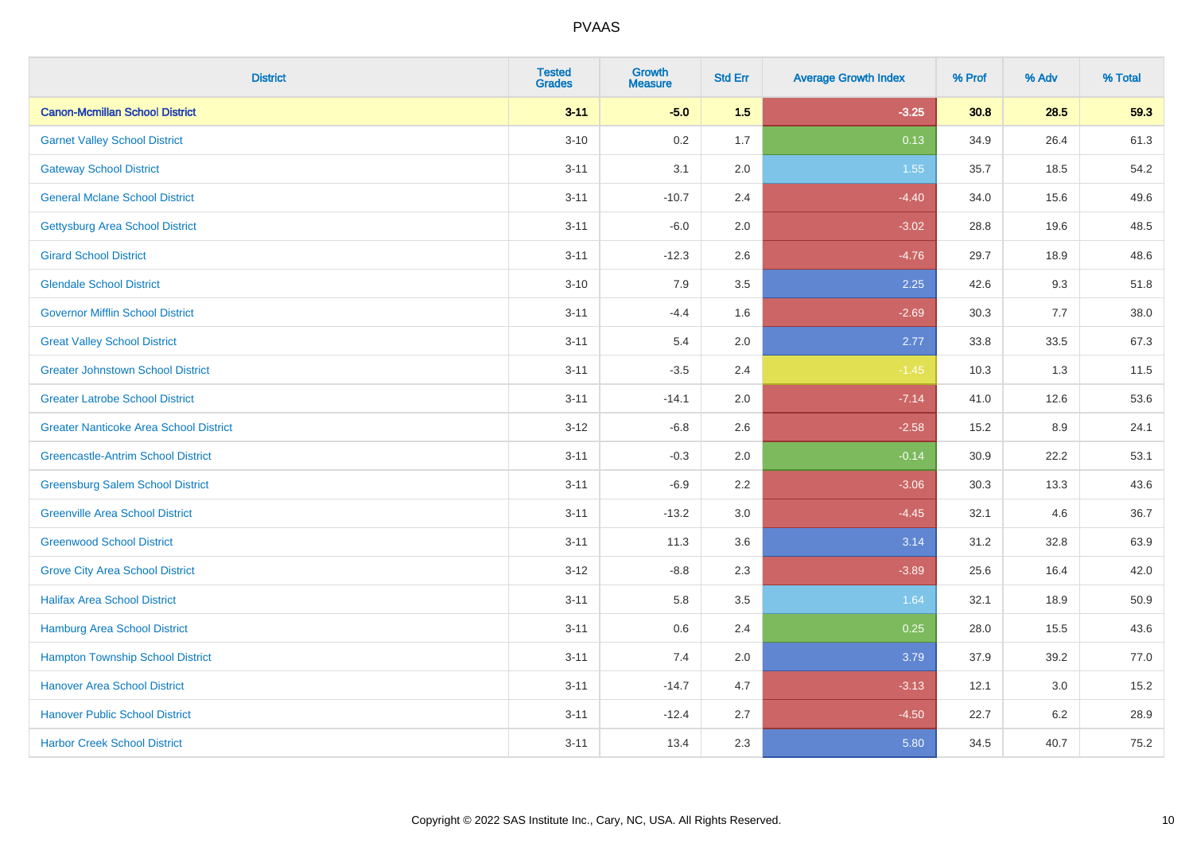| District | Tested Grades | Growth Measure | Std Err | Average Growth Index | % Prof | % Adv | % Total |
|---|---|---|---|---|---|---|---|
| **Canon-Mcmillan School District** | **3-11** | **-5.0** | **1.5** | **-3.25** | **30.8** | **28.5** | **59.3** |
| Garnet Valley School District | 3-10 | 0.2 | 1.7 | 0.13 | 34.9 | 26.4 | 61.3 |
| Gateway School District | 3-11 | 3.1 | 2.0 | 1.55 | 35.7 | 18.5 | 54.2 |
| General Mclane School District | 3-11 | -10.7 | 2.4 | -4.40 | 34.0 | 15.6 | 49.6 |
| Gettysburg Area School District | 3-11 | -6.0 | 2.0 | -3.02 | 28.8 | 19.6 | 48.5 |
| Girard School District | 3-11 | -12.3 | 2.6 | -4.76 | 29.7 | 18.9 | 48.6 |
| Glendale School District | 3-10 | 7.9 | 3.5 | 2.25 | 42.6 | 9.3 | 51.8 |
| Governor Mifflin School District | 3-11 | -4.4 | 1.6 | -2.69 | 30.3 | 7.7 | 38.0 |
| Great Valley School District | 3-11 | 5.4 | 2.0 | 2.77 | 33.8 | 33.5 | 67.3 |
| Greater Johnstown School District | 3-11 | -3.5 | 2.4 | -1.45 | 10.3 | 1.3 | 11.5 |
| Greater Latrobe School District | 3-11 | -14.1 | 2.0 | -7.14 | 41.0 | 12.6 | 53.6 |
| Greater Nanticoke Area School District | 3-12 | -6.8 | 2.6 | -2.58 | 15.2 | 8.9 | 24.1 |
| Greencastle-Antrim School District | 3-11 | -0.3 | 2.0 | -0.14 | 30.9 | 22.2 | 53.1 |
| Greensburg Salem School District | 3-11 | -6.9 | 2.2 | -3.06 | 30.3 | 13.3 | 43.6 |
| Greenville Area School District | 3-11 | -13.2 | 3.0 | -4.45 | 32.1 | 4.6 | 36.7 |
| Greenwood School District | 3-11 | 11.3 | 3.6 | 3.14 | 31.2 | 32.8 | 63.9 |
| Grove City Area School District | 3-12 | -8.8 | 2.3 | -3.89 | 25.6 | 16.4 | 42.0 |
| Halifax Area School District | 3-11 | 5.8 | 3.5 | 1.64 | 32.1 | 18.9 | 50.9 |
| Hamburg Area School District | 3-11 | 0.6 | 2.4 | 0.25 | 28.0 | 15.5 | 43.6 |
| Hampton Township School District | 3-11 | 7.4 | 2.0 | 3.79 | 37.9 | 39.2 | 77.0 |
| Hanover Area School District | 3-11 | -14.7 | 4.7 | -3.13 | 12.1 | 3.0 | 15.2 |
| Hanover Public School District | 3-11 | -12.4 | 2.7 | -4.50 | 22.7 | 6.2 | 28.9 |
| Harbor Creek School District | 3-11 | 13.4 | 2.3 | 5.80 | 34.5 | 40.7 | 75.2 |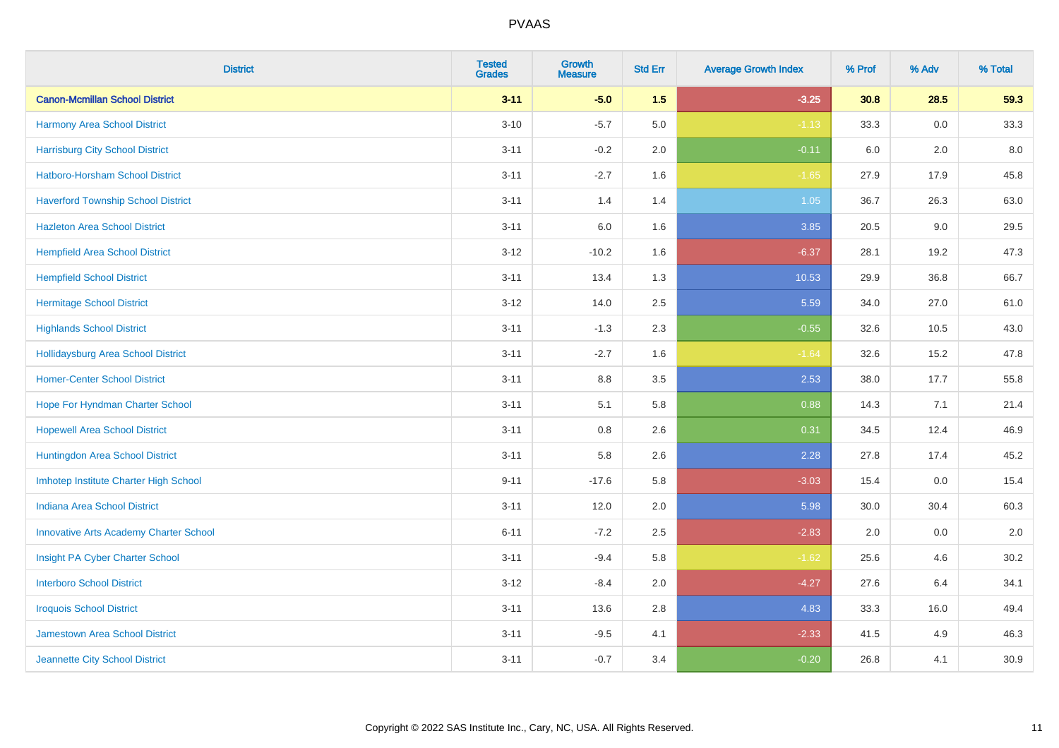| District | Tested Grades | Growth Measure | Std Err | Average Growth Index | % Prof | % Adv | % Total |
|---|---|---|---|---|---|---|---|
| **Canon-Mcmillan School District** | **3-11** | **-5.0** | **1.5** | **-3.25** | **30.8** | **28.5** | **59.3** |
| Harmony Area School District | 3-10 | -5.7 | 5.0 | -1.13 | 33.3 | 0.0 | 33.3 |
| Harrisburg City School District | 3-11 | -0.2 | 2.0 | -0.11 | 6.0 | 2.0 | 8.0 |
| Hatboro-Horsham School District | 3-11 | -2.7 | 1.6 | -1.65 | 27.9 | 17.9 | 45.8 |
| Haverford Township School District | 3-11 | 1.4 | 1.4 | 1.05 | 36.7 | 26.3 | 63.0 |
| Hazleton Area School District | 3-11 | 6.0 | 1.6 | 3.85 | 20.5 | 9.0 | 29.5 |
| Hempfield Area School District | 3-12 | -10.2 | 1.6 | -6.37 | 28.1 | 19.2 | 47.3 |
| Hempfield School District | 3-11 | 13.4 | 1.3 | 10.53 | 29.9 | 36.8 | 66.7 |
| Hermitage School District | 3-12 | 14.0 | 2.5 | 5.59 | 34.0 | 27.0 | 61.0 |
| Highlands School District | 3-11 | -1.3 | 2.3 | -0.55 | 32.6 | 10.5 | 43.0 |
| Hollidaysburg Area School District | 3-11 | -2.7 | 1.6 | -1.64 | 32.6 | 15.2 | 47.8 |
| Homer-Center School District | 3-11 | 8.8 | 3.5 | 2.53 | 38.0 | 17.7 | 55.8 |
| Hope For Hyndman Charter School | 3-11 | 5.1 | 5.8 | 0.88 | 14.3 | 7.1 | 21.4 |
| Hopewell Area School District | 3-11 | 0.8 | 2.6 | 0.31 | 34.5 | 12.4 | 46.9 |
| Huntingdon Area School District | 3-11 | 5.8 | 2.6 | 2.28 | 27.8 | 17.4 | 45.2 |
| Imhotep Institute Charter High School | 9-11 | -17.6 | 5.8 | -3.03 | 15.4 | 0.0 | 15.4 |
| Indiana Area School District | 3-11 | 12.0 | 2.0 | 5.98 | 30.0 | 30.4 | 60.3 |
| Innovative Arts Academy Charter School | 6-11 | -7.2 | 2.5 | -2.83 | 2.0 | 0.0 | 2.0 |
| Insight PA Cyber Charter School | 3-11 | -9.4 | 5.8 | -1.62 | 25.6 | 4.6 | 30.2 |
| Interboro School District | 3-12 | -8.4 | 2.0 | -4.27 | 27.6 | 6.4 | 34.1 |
| Iroquois School District | 3-11 | 13.6 | 2.8 | 4.83 | 33.3 | 16.0 | 49.4 |
| Jamestown Area School District | 3-11 | -9.5 | 4.1 | -2.33 | 41.5 | 4.9 | 46.3 |
| Jeannette City School District | 3-11 | -0.7 | 3.4 | -0.20 | 26.8 | 4.1 | 30.9 |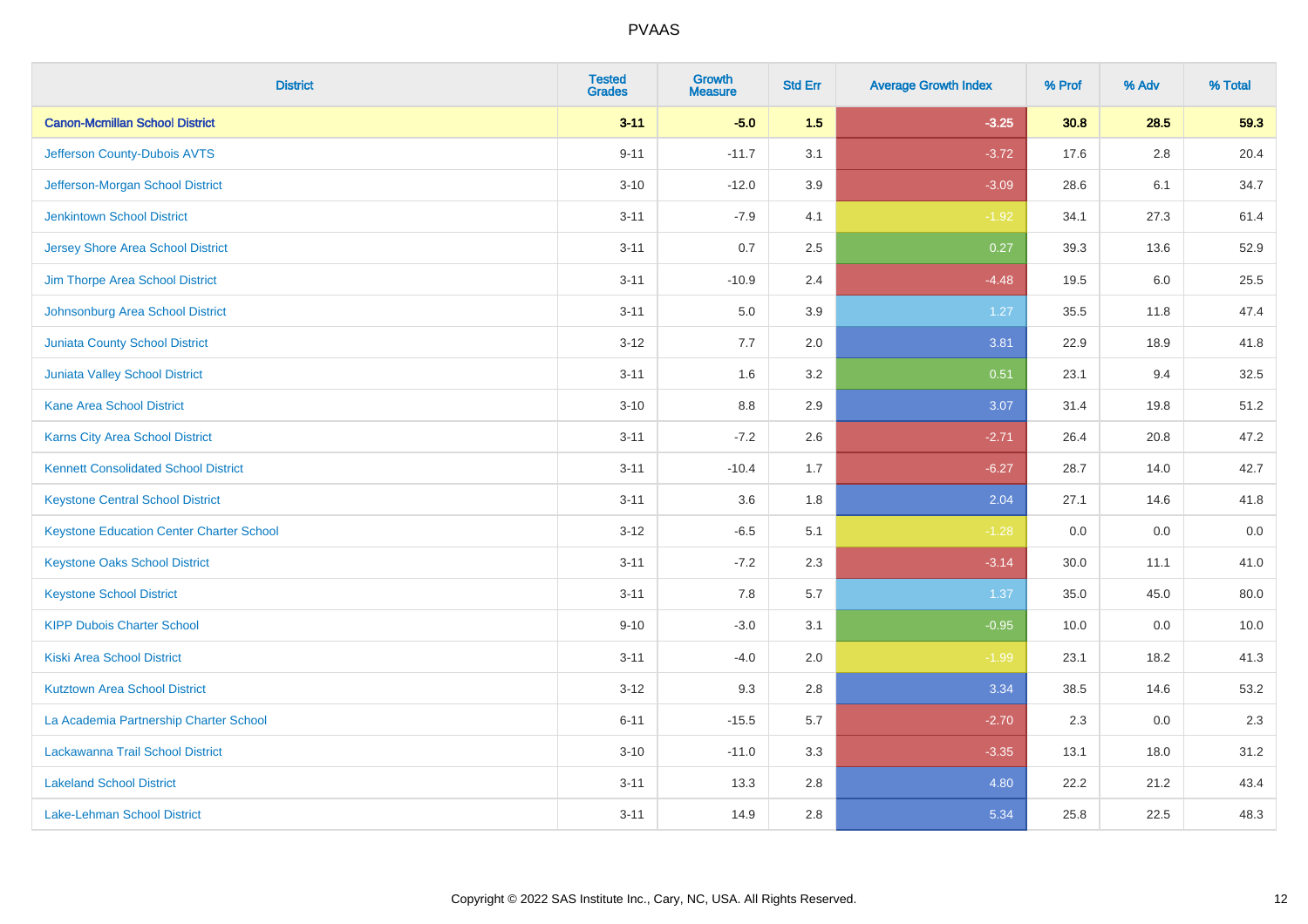| District | Tested Grades | Growth Measure | Std Err | Average Growth Index | % Prof | % Adv | % Total |
|---|---|---|---|---|---|---|---|
| **Canon-Mcmillan School District** | **3-11** | **-5.0** | **1.5** | **-3.25** | **30.8** | **28.5** | **59.3** |
| Jefferson County-Dubois AVTS | 9-11 | -11.7 | 3.1 | -3.72 | 17.6 | 2.8 | 20.4 |
| Jefferson-Morgan School District | 3-10 | -12.0 | 3.9 | -3.09 | 28.6 | 6.1 | 34.7 |
| Jenkintown School District | 3-11 | -7.9 | 4.1 | -1.92 | 34.1 | 27.3 | 61.4 |
| Jersey Shore Area School District | 3-11 | 0.7 | 2.5 | 0.27 | 39.3 | 13.6 | 52.9 |
| Jim Thorpe Area School District | 3-11 | -10.9 | 2.4 | -4.48 | 19.5 | 6.0 | 25.5 |
| Johnsonburg Area School District | 3-11 | 5.0 | 3.9 | 1.27 | 35.5 | 11.8 | 47.4 |
| Juniata County School District | 3-12 | 7.7 | 2.0 | 3.81 | 22.9 | 18.9 | 41.8 |
| Juniata Valley School District | 3-11 | 1.6 | 3.2 | 0.51 | 23.1 | 9.4 | 32.5 |
| Kane Area School District | 3-10 | 8.8 | 2.9 | 3.07 | 31.4 | 19.8 | 51.2 |
| Karns City Area School District | 3-11 | -7.2 | 2.6 | -2.71 | 26.4 | 20.8 | 47.2 |
| Kennett Consolidated School District | 3-11 | -10.4 | 1.7 | -6.27 | 28.7 | 14.0 | 42.7 |
| Keystone Central School District | 3-11 | 3.6 | 1.8 | 2.04 | 27.1 | 14.6 | 41.8 |
| Keystone Education Center Charter School | 3-12 | -6.5 | 5.1 | -1.28 | 0.0 | 0.0 | 0.0 |
| Keystone Oaks School District | 3-11 | -7.2 | 2.3 | -3.14 | 30.0 | 11.1 | 41.0 |
| Keystone School District | 3-11 | 7.8 | 5.7 | 1.37 | 35.0 | 45.0 | 80.0 |
| KIPP Dubois Charter School | 9-10 | -3.0 | 3.1 | -0.95 | 10.0 | 0.0 | 10.0 |
| Kiski Area School District | 3-11 | -4.0 | 2.0 | -1.99 | 23.1 | 18.2 | 41.3 |
| Kutztown Area School District | 3-12 | 9.3 | 2.8 | 3.34 | 38.5 | 14.6 | 53.2 |
| La Academia Partnership Charter School | 6-11 | -15.5 | 5.7 | -2.70 | 2.3 | 0.0 | 2.3 |
| Lackawanna Trail School District | 3-10 | -11.0 | 3.3 | -3.35 | 13.1 | 18.0 | 31.2 |
| Lakeland School District | 3-11 | 13.3 | 2.8 | 4.80 | 22.2 | 21.2 | 43.4 |
| Lake-Lehman School District | 3-11 | 14.9 | 2.8 | 5.34 | 25.8 | 22.5 | 48.3 |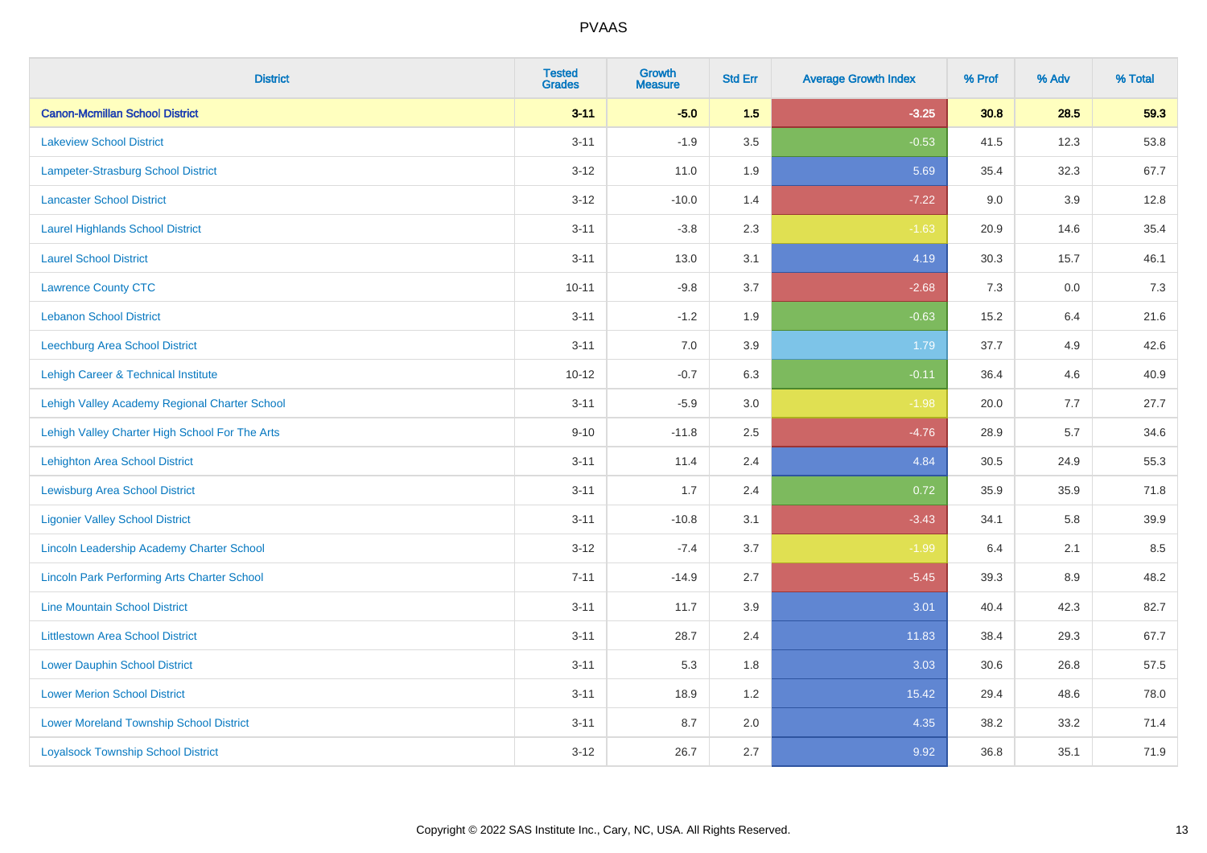# PVAAS

| District | Tested Grades | Growth Measure | Std Err | Average Growth Index | % Prof | % Adv | % Total |
|---|---|---|---|---|---|---|---|
| **Canon-Mcmillan School District** | **3-11** | **-5.0** | **1.5** | **-3.25** | **30.8** | **28.5** | **59.3** |
| Lakeview School District | 3-11 | -1.9 | 3.5 | -0.53 | 41.5 | 12.3 | 53.8 |
| Lampeter-Strasburg School District | 3-12 | 11.0 | 1.9 | 5.69 | 35.4 | 32.3 | 67.7 |
| Lancaster School District | 3-12 | -10.0 | 1.4 | -7.22 | 9.0 | 3.9 | 12.8 |
| Laurel Highlands School District | 3-11 | -3.8 | 2.3 | -1.63 | 20.9 | 14.6 | 35.4 |
| Laurel School District | 3-11 | 13.0 | 3.1 | 4.19 | 30.3 | 15.7 | 46.1 |
| Lawrence County CTC | 10-11 | -9.8 | 3.7 | -2.68 | 7.3 | 0.0 | 7.3 |
| Lebanon School District | 3-11 | -1.2 | 1.9 | -0.63 | 15.2 | 6.4 | 21.6 |
| Leechburg Area School District | 3-11 | 7.0 | 3.9 | 1.79 | 37.7 | 4.9 | 42.6 |
| Lehigh Career & Technical Institute | 10-12 | -0.7 | 6.3 | -0.11 | 36.4 | 4.6 | 40.9 |
| Lehigh Valley Academy Regional Charter School | 3-11 | -5.9 | 3.0 | -1.98 | 20.0 | 7.7 | 27.7 |
| Lehigh Valley Charter High School For The Arts | 9-10 | -11.8 | 2.5 | -4.76 | 28.9 | 5.7 | 34.6 |
| Lehighton Area School District | 3-11 | 11.4 | 2.4 | 4.84 | 30.5 | 24.9 | 55.3 |
| Lewisburg Area School District | 3-11 | 1.7 | 2.4 | 0.72 | 35.9 | 35.9 | 71.8 |
| Ligonier Valley School District | 3-11 | -10.8 | 3.1 | -3.43 | 34.1 | 5.8 | 39.9 |
| Lincoln Leadership Academy Charter School | 3-12 | -7.4 | 3.7 | -1.99 | 6.4 | 2.1 | 8.5 |
| Lincoln Park Performing Arts Charter School | 7-11 | -14.9 | 2.7 | -5.45 | 39.3 | 8.9 | 48.2 |
| Line Mountain School District | 3-11 | 11.7 | 3.9 | 3.01 | 40.4 | 42.3 | 82.7 |
| Littlestown Area School District | 3-11 | 28.7 | 2.4 | 11.83 | 38.4 | 29.3 | 67.7 |
| Lower Dauphin School District | 3-11 | 5.3 | 1.8 | 3.03 | 30.6 | 26.8 | 57.5 |
| Lower Merion School District | 3-11 | 18.9 | 1.2 | 15.42 | 29.4 | 48.6 | 78.0 |
| Lower Moreland Township School District | 3-11 | 8.7 | 2.0 | 4.35 | 38.2 | 33.2 | 71.4 |
| Loyalsock Township School District | 3-12 | 26.7 | 2.7 | 9.92 | 36.8 | 35.1 | 71.9 |

Copyright © 2022 SAS Institute Inc., Cary, NC, USA. All Rights Reserved.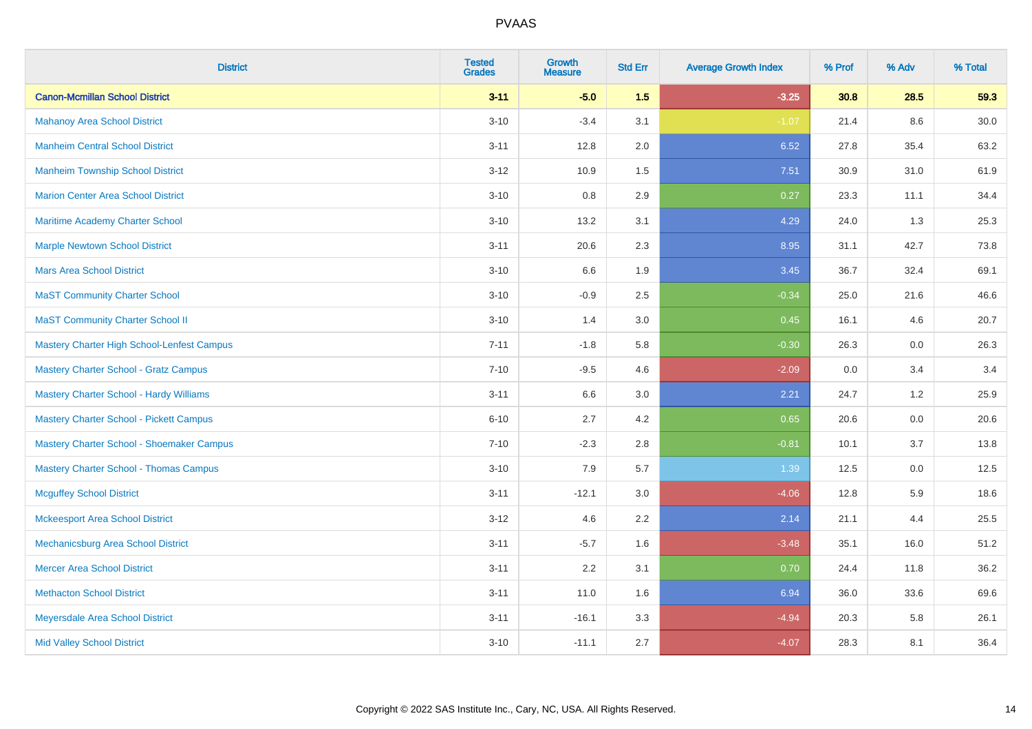# PVAAS

| District | Tested Grades | Growth Measure | Std Err | Average Growth Index | % Prof | % Adv | % Total |
|---|---|---|---|---|---|---|---|
| **Canon-Mcmillan School District** | **3-11** | **-5.0** | **1.5** | **-3.25** | **30.8** | **28.5** | **59.3** |
| Mahanoy Area School District | 3-10 | -3.4 | 3.1 | -1.07 | 21.4 | 8.6 | 30.0 |
| Manheim Central School District | 3-11 | 12.8 | 2.0 | 6.52 | 27.8 | 35.4 | 63.2 |
| Manheim Township School District | 3-12 | 10.9 | 1.5 | 7.51 | 30.9 | 31.0 | 61.9 |
| Marion Center Area School District | 3-10 | 0.8 | 2.9 | 0.27 | 23.3 | 11.1 | 34.4 |
| Maritime Academy Charter School | 3-10 | 13.2 | 3.1 | 4.29 | 24.0 | 1.3 | 25.3 |
| Marple Newtown School District | 3-11 | 20.6 | 2.3 | 8.95 | 31.1 | 42.7 | 73.8 |
| Mars Area School District | 3-10 | 6.6 | 1.9 | 3.45 | 36.7 | 32.4 | 69.1 |
| MaST Community Charter School | 3-10 | -0.9 | 2.5 | -0.34 | 25.0 | 21.6 | 46.6 |
| MaST Community Charter School II | 3-10 | 1.4 | 3.0 | 0.45 | 16.1 | 4.6 | 20.7 |
| Mastery Charter High School-Lenfest Campus | 7-11 | -1.8 | 5.8 | -0.30 | 26.3 | 0.0 | 26.3 |
| Mastery Charter School - Gratz Campus | 7-10 | -9.5 | 4.6 | -2.09 | 0.0 | 3.4 | 3.4 |
| Mastery Charter School - Hardy Williams | 3-11 | 6.6 | 3.0 | 2.21 | 24.7 | 1.2 | 25.9 |
| Mastery Charter School - Pickett Campus | 6-10 | 2.7 | 4.2 | 0.65 | 20.6 | 0.0 | 20.6 |
| Mastery Charter School - Shoemaker Campus | 7-10 | -2.3 | 2.8 | -0.81 | 10.1 | 3.7 | 13.8 |
| Mastery Charter School - Thomas Campus | 3-10 | 7.9 | 5.7 | 1.39 | 12.5 | 0.0 | 12.5 |
| Mcguffey School District | 3-11 | -12.1 | 3.0 | -4.06 | 12.8 | 5.9 | 18.6 |
| Mckeesport Area School District | 3-12 | 4.6 | 2.2 | 2.14 | 21.1 | 4.4 | 25.5 |
| Mechanicsburg Area School District | 3-11 | -5.7 | 1.6 | -3.48 | 35.1 | 16.0 | 51.2 |
| Mercer Area School District | 3-11 | 2.2 | 3.1 | 0.70 | 24.4 | 11.8 | 36.2 |
| Methacton School District | 3-11 | 11.0 | 1.6 | 6.94 | 36.0 | 33.6 | 69.6 |
| Meyersdale Area School District | 3-11 | -16.1 | 3.3 | -4.94 | 20.3 | 5.8 | 26.1 |
| Mid Valley School District | 3-10 | -11.1 | 2.7 | -4.07 | 28.3 | 8.1 | 36.4 |

Copyright © 2022 SAS Institute Inc., Cary, NC, USA. All Rights Reserved.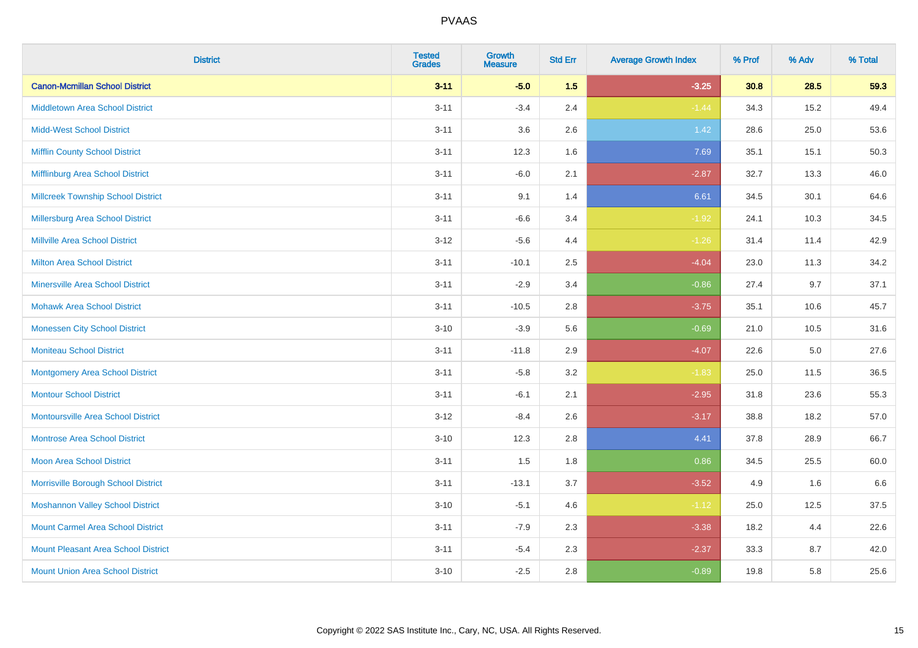| District | Tested Grades | Growth Measure | Std Err | Average Growth Index | % Prof | % Adv | % Total |
|---|---|---|---|---|---|---|---|
| **Canon-Mcmillan School District** | **3-11** | **-5.0** | **1.5** | **-3.25** | **30.8** | **28.5** | **59.3** |
| Middletown Area School District | 3-11 | -3.4 | 2.4 | -1.44 | 34.3 | 15.2 | 49.4 |
| Midd-West School District | 3-11 | 3.6 | 2.6 | 1.42 | 28.6 | 25.0 | 53.6 |
| Mifflin County School District | 3-11 | 12.3 | 1.6 | 7.69 | 35.1 | 15.1 | 50.3 |
| Mifflinburg Area School District | 3-11 | -6.0 | 2.1 | -2.87 | 32.7 | 13.3 | 46.0 |
| Millcreek Township School District | 3-11 | 9.1 | 1.4 | 6.61 | 34.5 | 30.1 | 64.6 |
| Millersburg Area School District | 3-11 | -6.6 | 3.4 | -1.92 | 24.1 | 10.3 | 34.5 |
| Millville Area School District | 3-12 | -5.6 | 4.4 | -1.26 | 31.4 | 11.4 | 42.9 |
| Milton Area School District | 3-11 | -10.1 | 2.5 | -4.04 | 23.0 | 11.3 | 34.2 |
| Minersville Area School District | 3-11 | -2.9 | 3.4 | -0.86 | 27.4 | 9.7 | 37.1 |
| Mohawk Area School District | 3-11 | -10.5 | 2.8 | -3.75 | 35.1 | 10.6 | 45.7 |
| Monessen City School District | 3-10 | -3.9 | 5.6 | -0.69 | 21.0 | 10.5 | 31.6 |
| Moniteau School District | 3-11 | -11.8 | 2.9 | -4.07 | 22.6 | 5.0 | 27.6 |
| Montgomery Area School District | 3-11 | -5.8 | 3.2 | -1.83 | 25.0 | 11.5 | 36.5 |
| Montour School District | 3-11 | -6.1 | 2.1 | -2.95 | 31.8 | 23.6 | 55.3 |
| Montoursville Area School District | 3-12 | -8.4 | 2.6 | -3.17 | 38.8 | 18.2 | 57.0 |
| Montrose Area School District | 3-10 | 12.3 | 2.8 | 4.41 | 37.8 | 28.9 | 66.7 |
| Moon Area School District | 3-11 | 1.5 | 1.8 | 0.86 | 34.5 | 25.5 | 60.0 |
| Morrisville Borough School District | 3-11 | -13.1 | 3.7 | -3.52 | 4.9 | 1.6 | 6.6 |
| Moshannon Valley School District | 3-10 | -5.1 | 4.6 | -1.12 | 25.0 | 12.5 | 37.5 |
| Mount Carmel Area School District | 3-11 | -7.9 | 2.3 | -3.38 | 18.2 | 4.4 | 22.6 |
| Mount Pleasant Area School District | 3-11 | -5.4 | 2.3 | -2.37 | 33.3 | 8.7 | 42.0 |
| Mount Union Area School District | 3-10 | -2.5 | 2.8 | -0.89 | 19.8 | 5.8 | 25.6 |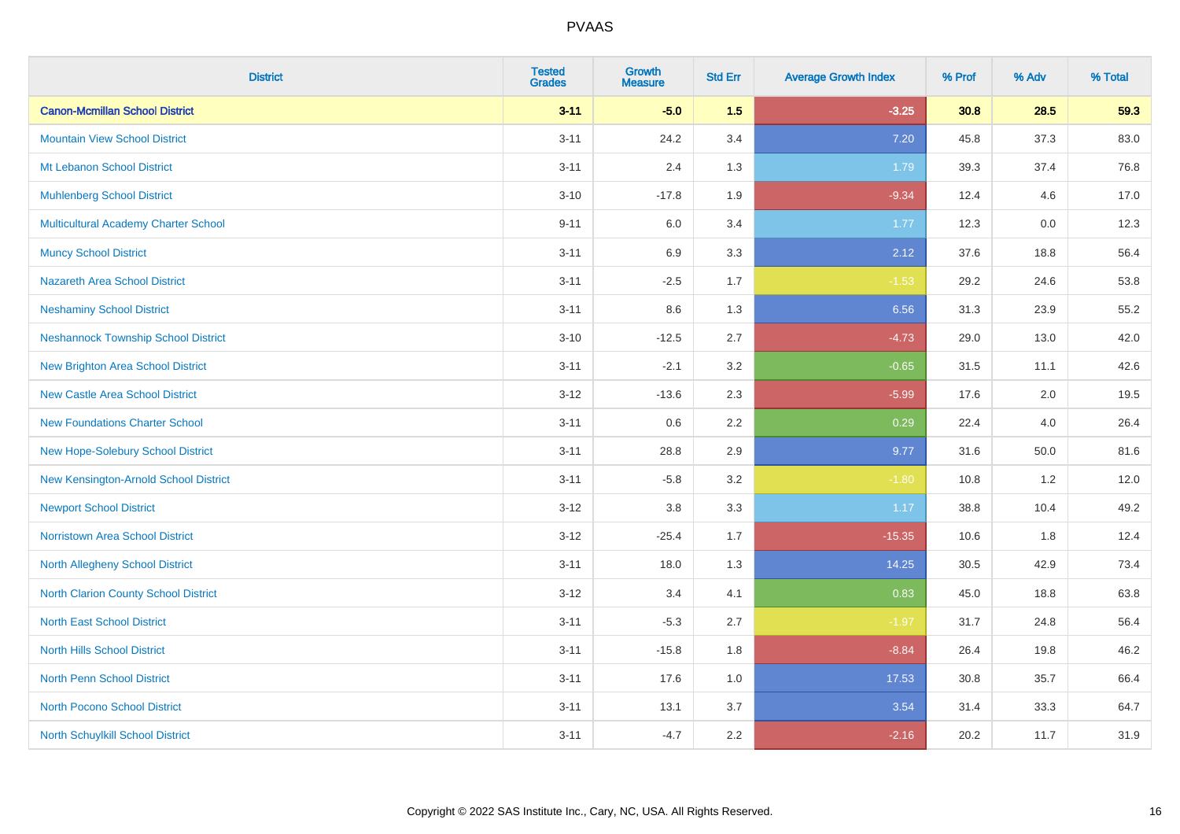# PVAAS

| District | Tested Grades | Growth Measure | Std Err | Average Growth Index | % Prof | % Adv | % Total |
|---|---|---|---|---|---|---|---|
| **Canon-Mcmillan School District** | **3-11** | **-5.0** | **1.5** | **-3.25** | **30.8** | **28.5** | **59.3** |
| Mountain View School District | 3-11 | 24.2 | 3.4 | 7.20 | 45.8 | 37.3 | 83.0 |
| Mt Lebanon School District | 3-11 | 2.4 | 1.3 | 1.79 | 39.3 | 37.4 | 76.8 |
| Muhlenberg School District | 3-10 | -17.8 | 1.9 | -9.34 | 12.4 | 4.6 | 17.0 |
| Multicultural Academy Charter School | 9-11 | 6.0 | 3.4 | 1.77 | 12.3 | 0.0 | 12.3 |
| Muncy School District | 3-11 | 6.9 | 3.3 | 2.12 | 37.6 | 18.8 | 56.4 |
| Nazareth Area School District | 3-11 | -2.5 | 1.7 | -1.53 | 29.2 | 24.6 | 53.8 |
| Neshaminy School District | 3-11 | 8.6 | 1.3 | 6.56 | 31.3 | 23.9 | 55.2 |
| Neshannock Township School District | 3-10 | -12.5 | 2.7 | -4.73 | 29.0 | 13.0 | 42.0 |
| New Brighton Area School District | 3-11 | -2.1 | 3.2 | -0.65 | 31.5 | 11.1 | 42.6 |
| New Castle Area School District | 3-12 | -13.6 | 2.3 | -5.99 | 17.6 | 2.0 | 19.5 |
| New Foundations Charter School | 3-11 | 0.6 | 2.2 | 0.29 | 22.4 | 4.0 | 26.4 |
| New Hope-Solebury School District | 3-11 | 28.8 | 2.9 | 9.77 | 31.6 | 50.0 | 81.6 |
| New Kensington-Arnold School District | 3-11 | -5.8 | 3.2 | -1.80 | 10.8 | 1.2 | 12.0 |
| Newport School District | 3-12 | 3.8 | 3.3 | 1.17 | 38.8 | 10.4 | 49.2 |
| Norristown Area School District | 3-12 | -25.4 | 1.7 | -15.35 | 10.6 | 1.8 | 12.4 |
| North Allegheny School District | 3-11 | 18.0 | 1.3 | 14.25 | 30.5 | 42.9 | 73.4 |
| North Clarion County School District | 3-12 | 3.4 | 4.1 | 0.83 | 45.0 | 18.8 | 63.8 |
| North East School District | 3-11 | -5.3 | 2.7 | -1.97 | 31.7 | 24.8 | 56.4 |
| North Hills School District | 3-11 | -15.8 | 1.8 | -8.84 | 26.4 | 19.8 | 46.2 |
| North Penn School District | 3-11 | 17.6 | 1.0 | 17.53 | 30.8 | 35.7 | 66.4 |
| North Pocono School District | 3-11 | 13.1 | 3.7 | 3.54 | 31.4 | 33.3 | 64.7 |
| North Schuylkill School District | 3-11 | -4.7 | 2.2 | -2.16 | 20.2 | 11.7 | 31.9 |

Copyright © 2022 SAS Institute Inc., Cary, NC, USA. All Rights Reserved.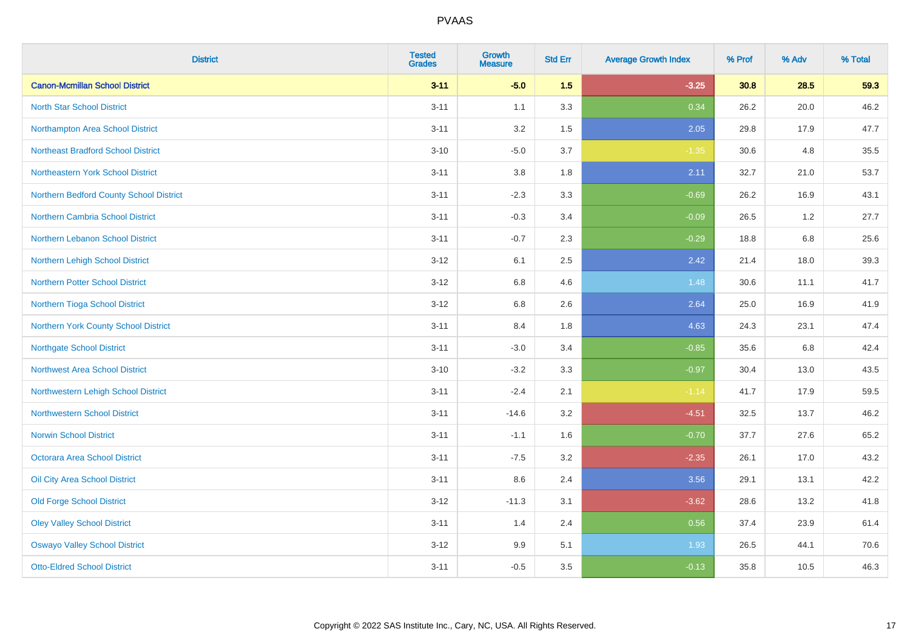# PVAAS

| District | Tested Grades | Growth Measure | Std Err | Average Growth Index | % Prof | % Adv | % Total |
|---|---|---|---|---|---|---|---|
| **Canon-Mcmillan School District** | **3-11** | **-5.0** | **1.5** | **-3.25** | **30.8** | **28.5** | **59.3** |
| North Star School District | 3-11 | 1.1 | 3.3 | 0.34 | 26.2 | 20.0 | 46.2 |
| Northampton Area School District | 3-11 | 3.2 | 1.5 | 2.05 | 29.8 | 17.9 | 47.7 |
| Northeast Bradford School District | 3-10 | -5.0 | 3.7 | -1.35 | 30.6 | 4.8 | 35.5 |
| Northeastern York School District | 3-11 | 3.8 | 1.8 | 2.11 | 32.7 | 21.0 | 53.7 |
| Northern Bedford County School District | 3-11 | -2.3 | 3.3 | -0.69 | 26.2 | 16.9 | 43.1 |
| Northern Cambria School District | 3-11 | -0.3 | 3.4 | -0.09 | 26.5 | 1.2 | 27.7 |
| Northern Lebanon School District | 3-11 | -0.7 | 2.3 | -0.29 | 18.8 | 6.8 | 25.6 |
| Northern Lehigh School District | 3-12 | 6.1 | 2.5 | 2.42 | 21.4 | 18.0 | 39.3 |
| Northern Potter School District | 3-12 | 6.8 | 4.6 | 1.48 | 30.6 | 11.1 | 41.7 |
| Northern Tioga School District | 3-12 | 6.8 | 2.6 | 2.64 | 25.0 | 16.9 | 41.9 |
| Northern York County School District | 3-11 | 8.4 | 1.8 | 4.63 | 24.3 | 23.1 | 47.4 |
| Northgate School District | 3-11 | -3.0 | 3.4 | -0.85 | 35.6 | 6.8 | 42.4 |
| Northwest Area School District | 3-10 | -3.2 | 3.3 | -0.97 | 30.4 | 13.0 | 43.5 |
| Northwestern Lehigh School District | 3-11 | -2.4 | 2.1 | -1.14 | 41.7 | 17.9 | 59.5 |
| Northwestern School District | 3-11 | -14.6 | 3.2 | -4.51 | 32.5 | 13.7 | 46.2 |
| Norwin School District | 3-11 | -1.1 | 1.6 | -0.70 | 37.7 | 27.6 | 65.2 |
| Octorara Area School District | 3-11 | -7.5 | 3.2 | -2.35 | 26.1 | 17.0 | 43.2 |
| Oil City Area School District | 3-11 | 8.6 | 2.4 | 3.56 | 29.1 | 13.1 | 42.2 |
| Old Forge School District | 3-12 | -11.3 | 3.1 | -3.62 | 28.6 | 13.2 | 41.8 |
| Oley Valley School District | 3-11 | 1.4 | 2.4 | 0.56 | 37.4 | 23.9 | 61.4 |
| Oswayo Valley School District | 3-12 | 9.9 | 5.1 | 1.93 | 26.5 | 44.1 | 70.6 |
| Otto-Eldred School District | 3-11 | -0.5 | 3.5 | -0.13 | 35.8 | 10.5 | 46.3 |

Copyright © 2022 SAS Institute Inc., Cary, NC, USA. All Rights Reserved.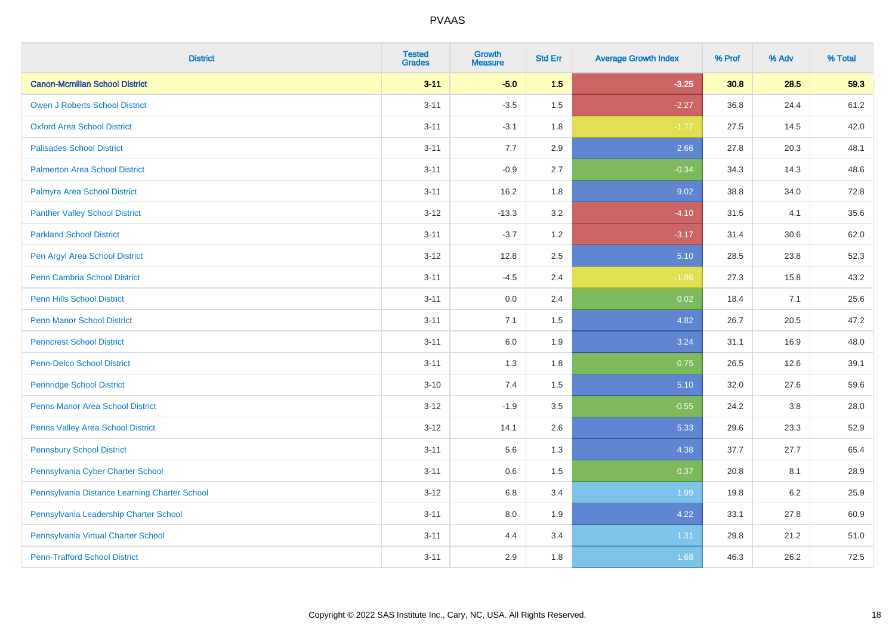| District | Tested Grades | Growth Measure | Std Err | Average Growth Index | % Prof | % Adv | % Total |
|---|---|---|---|---|---|---|---|
| **Canon-Mcmillan School District** | **3-11** | **-5.0** | **1.5** | **-3.25** | **30.8** | **28.5** | **59.3** |
| Owen J Roberts School District | 3-11 | -3.5 | 1.5 | -2.27 | 36.8 | 24.4 | 61.2 |
| Oxford Area School District | 3-11 | -3.1 | 1.8 | -1.77 | 27.5 | 14.5 | 42.0 |
| Palisades School District | 3-11 | 7.7 | 2.9 | 2.66 | 27.8 | 20.3 | 48.1 |
| Palmerton Area School District | 3-11 | -0.9 | 2.7 | -0.34 | 34.3 | 14.3 | 48.6 |
| Palmyra Area School District | 3-11 | 16.2 | 1.8 | 9.02 | 38.8 | 34.0 | 72.8 |
| Panther Valley School District | 3-12 | -13.3 | 3.2 | -4.10 | 31.5 | 4.1 | 35.6 |
| Parkland School District | 3-11 | -3.7 | 1.2 | -3.17 | 31.4 | 30.6 | 62.0 |
| Pen Argyl Area School District | 3-12 | 12.8 | 2.5 | 5.10 | 28.5 | 23.8 | 52.3 |
| Penn Cambria School District | 3-11 | -4.5 | 2.4 | -1.86 | 27.3 | 15.8 | 43.2 |
| Penn Hills School District | 3-11 | 0.0 | 2.4 | 0.02 | 18.4 | 7.1 | 25.6 |
| Penn Manor School District | 3-11 | 7.1 | 1.5 | 4.82 | 26.7 | 20.5 | 47.2 |
| Penncrest School District | 3-11 | 6.0 | 1.9 | 3.24 | 31.1 | 16.9 | 48.0 |
| Penn-Delco School District | 3-11 | 1.3 | 1.8 | 0.75 | 26.5 | 12.6 | 39.1 |
| Pennridge School District | 3-10 | 7.4 | 1.5 | 5.10 | 32.0 | 27.6 | 59.6 |
| Penns Manor Area School District | 3-12 | -1.9 | 3.5 | -0.55 | 24.2 | 3.8 | 28.0 |
| Penns Valley Area School District | 3-12 | 14.1 | 2.6 | 5.33 | 29.6 | 23.3 | 52.9 |
| Pennsbury School District | 3-11 | 5.6 | 1.3 | 4.38 | 37.7 | 27.7 | 65.4 |
| Pennsylvania Cyber Charter School | 3-11 | 0.6 | 1.5 | 0.37 | 20.8 | 8.1 | 28.9 |
| Pennsylvania Distance Learning Charter School | 3-12 | 6.8 | 3.4 | 1.99 | 19.8 | 6.2 | 25.9 |
| Pennsylvania Leadership Charter School | 3-11 | 8.0 | 1.9 | 4.22 | 33.1 | 27.8 | 60.9 |
| Pennsylvania Virtual Charter School | 3-11 | 4.4 | 3.4 | 1.31 | 29.8 | 21.2 | 51.0 |
| Penn-Trafford School District | 3-11 | 2.9 | 1.8 | 1.68 | 46.3 | 26.2 | 72.5 |

Copyright © 2022 SAS Institute Inc., Cary, NC, USA. All Rights Reserved.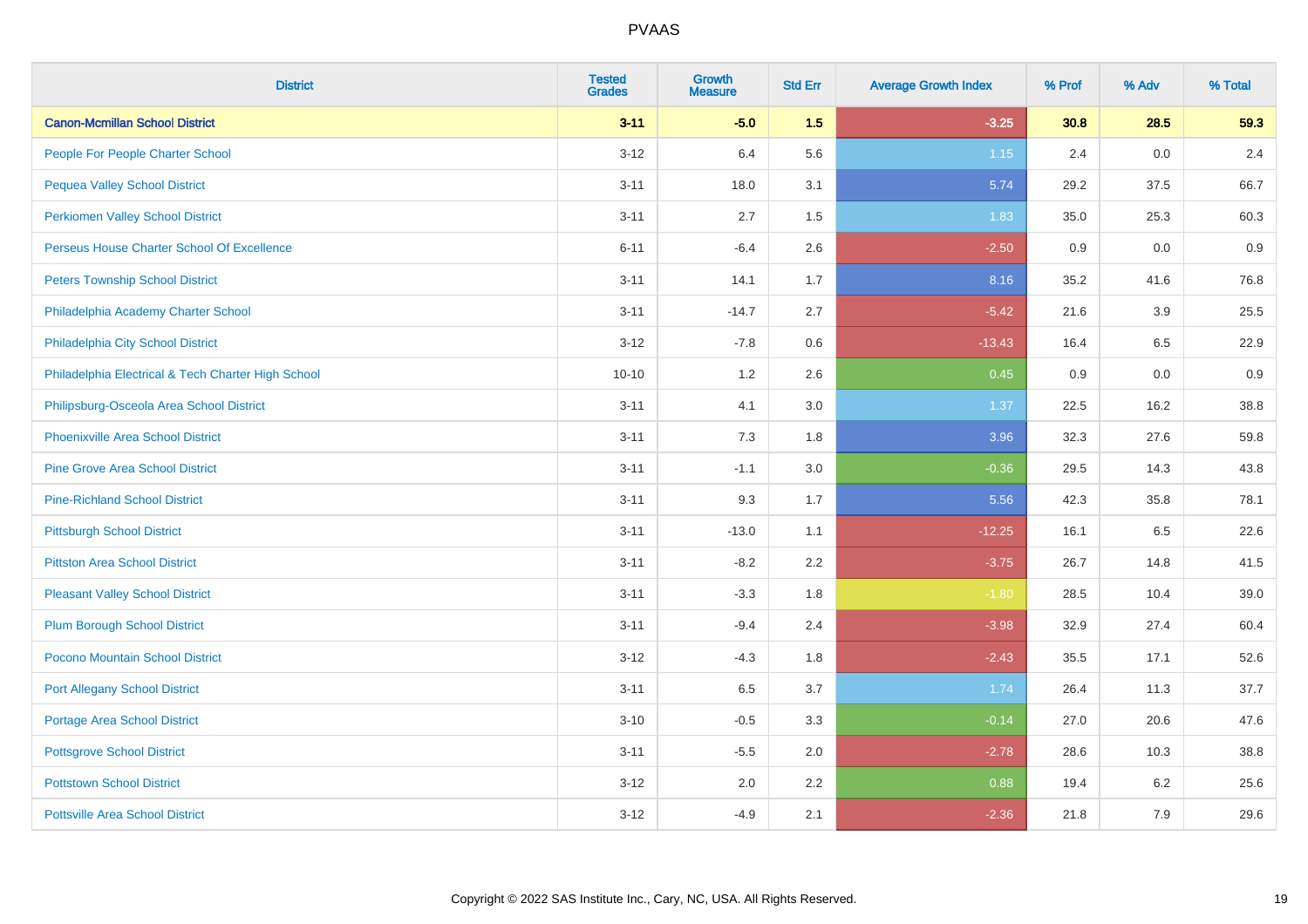# PVAAS

| District | Tested Grades | Growth Measure | Std Err | Average Growth Index | % Prof | % Adv | % Total |
|---|---|---|---|---|---|---|---|
| **Canon-Mcmillan School District** | **3-11** | **-5.0** | **1.5** | **-3.25** | **30.8** | **28.5** | **59.3** |
| People For People Charter School | 3-12 | 6.4 | 5.6 | 1.15 | 2.4 | 0.0 | 2.4 |
| Pequea Valley School District | 3-11 | 18.0 | 3.1 | 5.74 | 29.2 | 37.5 | 66.7 |
| Perkiomen Valley School District | 3-11 | 2.7 | 1.5 | 1.83 | 35.0 | 25.3 | 60.3 |
| Perseus House Charter School Of Excellence | 6-11 | -6.4 | 2.6 | -2.50 | 0.9 | 0.0 | 0.9 |
| Peters Township School District | 3-11 | 14.1 | 1.7 | 8.16 | 35.2 | 41.6 | 76.8 |
| Philadelphia Academy Charter School | 3-11 | -14.7 | 2.7 | -5.42 | 21.6 | 3.9 | 25.5 |
| Philadelphia City School District | 3-12 | -7.8 | 0.6 | -13.43 | 16.4 | 6.5 | 22.9 |
| Philadelphia Electrical & Tech Charter High School | 10-10 | 1.2 | 2.6 | 0.45 | 0.9 | 0.0 | 0.9 |
| Philipsburg-Osceola Area School District | 3-11 | 4.1 | 3.0 | 1.37 | 22.5 | 16.2 | 38.8 |
| Phoenixville Area School District | 3-11 | 7.3 | 1.8 | 3.96 | 32.3 | 27.6 | 59.8 |
| Pine Grove Area School District | 3-11 | -1.1 | 3.0 | -0.36 | 29.5 | 14.3 | 43.8 |
| Pine-Richland School District | 3-11 | 9.3 | 1.7 | 5.56 | 42.3 | 35.8 | 78.1 |
| Pittsburgh School District | 3-11 | -13.0 | 1.1 | -12.25 | 16.1 | 6.5 | 22.6 |
| Pittston Area School District | 3-11 | -8.2 | 2.2 | -3.75 | 26.7 | 14.8 | 41.5 |
| Pleasant Valley School District | 3-11 | -3.3 | 1.8 | -1.80 | 28.5 | 10.4 | 39.0 |
| Plum Borough School District | 3-11 | -9.4 | 2.4 | -3.98 | 32.9 | 27.4 | 60.4 |
| Pocono Mountain School District | 3-12 | -4.3 | 1.8 | -2.43 | 35.5 | 17.1 | 52.6 |
| Port Allegany School District | 3-11 | 6.5 | 3.7 | 1.74 | 26.4 | 11.3 | 37.7 |
| Portage Area School District | 3-10 | -0.5 | 3.3 | -0.14 | 27.0 | 20.6 | 47.6 |
| Pottsgrove School District | 3-11 | -5.5 | 2.0 | -2.78 | 28.6 | 10.3 | 38.8 |
| Pottstown School District | 3-12 | 2.0 | 2.2 | 0.88 | 19.4 | 6.2 | 25.6 |
| Pottsville Area School District | 3-12 | -4.9 | 2.1 | -2.36 | 21.8 | 7.9 | 29.6 |

Copyright © 2022 SAS Institute Inc., Cary, NC, USA. All Rights Reserved.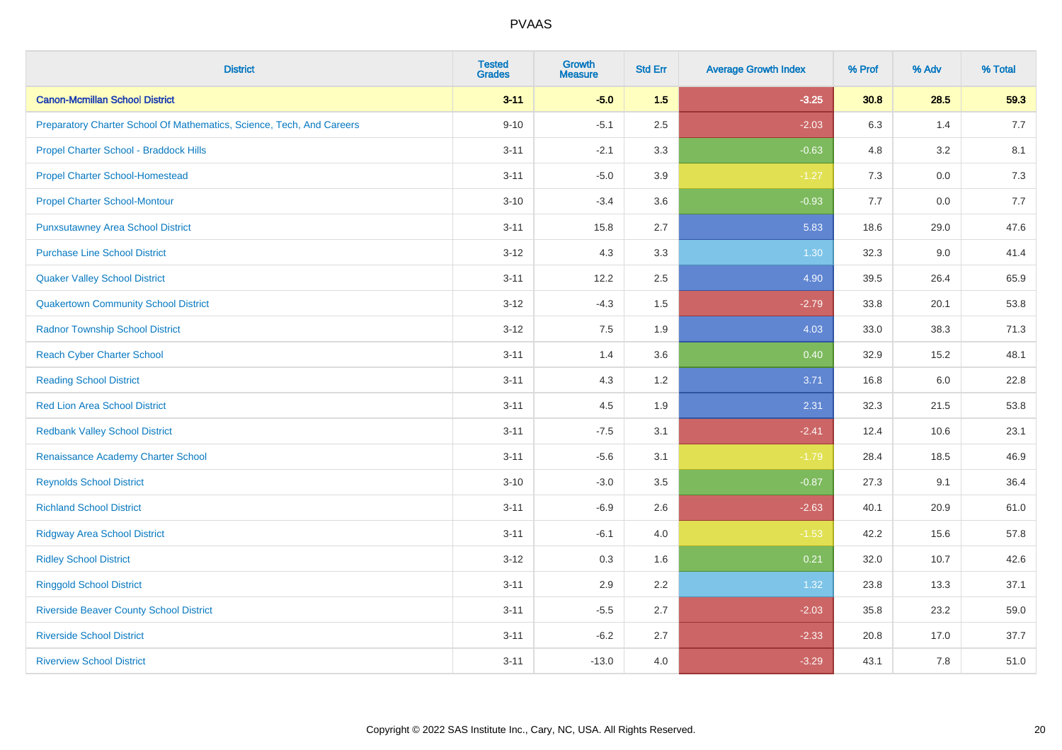| District | Tested Grades | Growth Measure | Std Err | Average Growth Index | % Prof | % Adv | % Total |
|---|---|---|---|---|---|---|---|
| **Canon-Mcmillan School District** | **3-11** | **-5.0** | **1.5** | **-3.25** | **30.8** | **28.5** | **59.3** |
| Preparatory Charter School Of Mathematics, Science, Tech, And Careers | 9-10 | -5.1 | 2.5 | -2.03 | 6.3 | 1.4 | 7.7 |
| Propel Charter School - Braddock Hills | 3-11 | -2.1 | 3.3 | -0.63 | 4.8 | 3.2 | 8.1 |
| Propel Charter School-Homestead | 3-11 | -5.0 | 3.9 | -1.27 | 7.3 | 0.0 | 7.3 |
| Propel Charter School-Montour | 3-10 | -3.4 | 3.6 | -0.93 | 7.7 | 0.0 | 7.7 |
| Punxsutawney Area School District | 3-11 | 15.8 | 2.7 | 5.83 | 18.6 | 29.0 | 47.6 |
| Purchase Line School District | 3-12 | 4.3 | 3.3 | 1.30 | 32.3 | 9.0 | 41.4 |
| Quaker Valley School District | 3-11 | 12.2 | 2.5 | 4.90 | 39.5 | 26.4 | 65.9 |
| Quakertown Community School District | 3-12 | -4.3 | 1.5 | -2.79 | 33.8 | 20.1 | 53.8 |
| Radnor Township School District | 3-12 | 7.5 | 1.9 | 4.03 | 33.0 | 38.3 | 71.3 |
| Reach Cyber Charter School | 3-11 | 1.4 | 3.6 | 0.40 | 32.9 | 15.2 | 48.1 |
| Reading School District | 3-11 | 4.3 | 1.2 | 3.71 | 16.8 | 6.0 | 22.8 |
| Red Lion Area School District | 3-11 | 4.5 | 1.9 | 2.31 | 32.3 | 21.5 | 53.8 |
| Redbank Valley School District | 3-11 | -7.5 | 3.1 | -2.41 | 12.4 | 10.6 | 23.1 |
| Renaissance Academy Charter School | 3-11 | -5.6 | 3.1 | -1.79 | 28.4 | 18.5 | 46.9 |
| Reynolds School District | 3-10 | -3.0 | 3.5 | -0.87 | 27.3 | 9.1 | 36.4 |
| Richland School District | 3-11 | -6.9 | 2.6 | -2.63 | 40.1 | 20.9 | 61.0 |
| Ridgway Area School District | 3-11 | -6.1 | 4.0 | -1.53 | 42.2 | 15.6 | 57.8 |
| Ridley School District | 3-12 | 0.3 | 1.6 | 0.21 | 32.0 | 10.7 | 42.6 |
| Ringgold School District | 3-11 | 2.9 | 2.2 | 1.32 | 23.8 | 13.3 | 37.1 |
| Riverside Beaver County School District | 3-11 | -5.5 | 2.7 | -2.03 | 35.8 | 23.2 | 59.0 |
| Riverside School District | 3-11 | -6.2 | 2.7 | -2.33 | 20.8 | 17.0 | 37.7 |
| Riverview School District | 3-11 | -13.0 | 4.0 | -3.29 | 43.1 | 7.8 | 51.0 |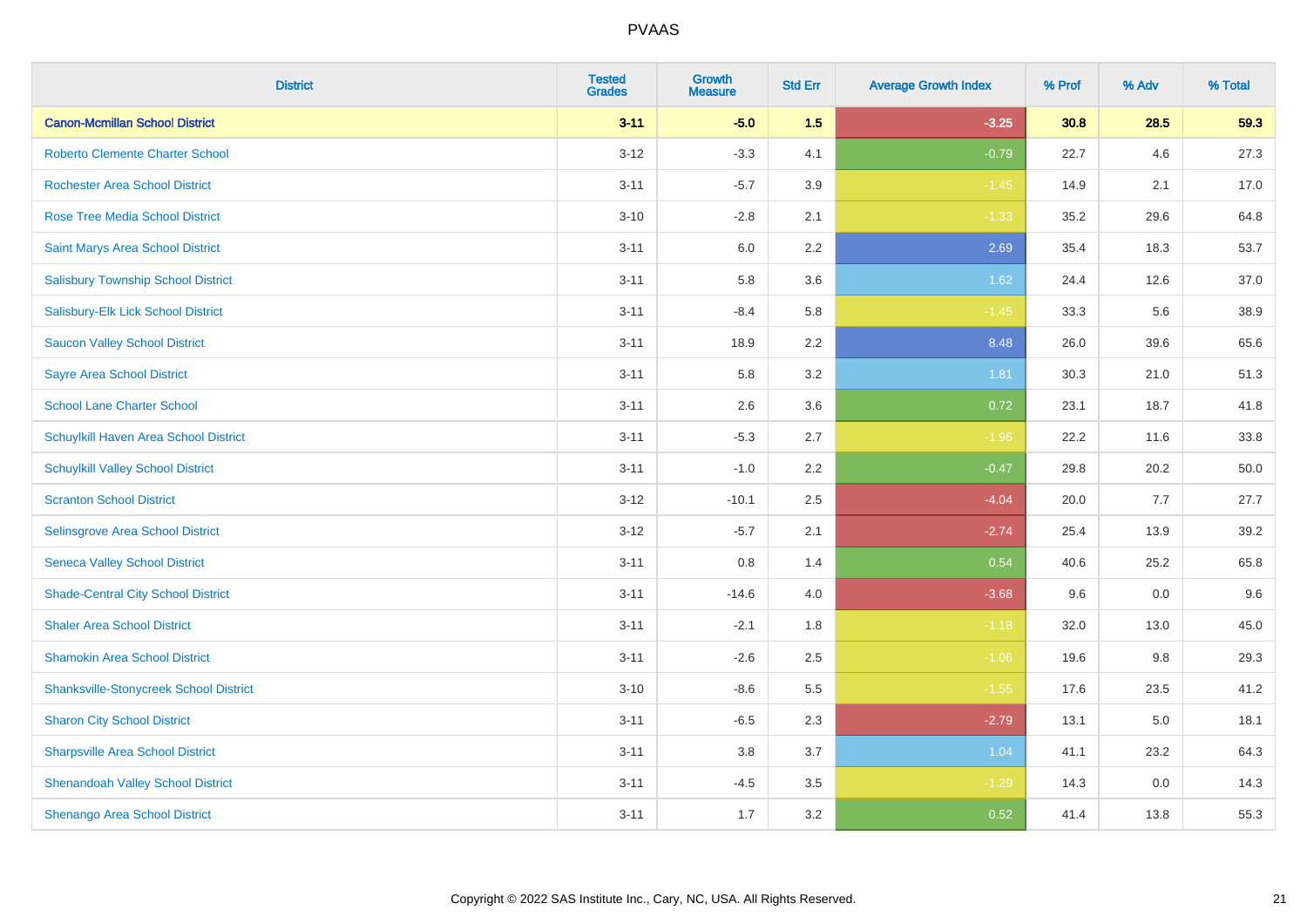| District | Tested Grades | Growth Measure | Std Err | Average Growth Index | % Prof | % Adv | % Total |
|---|---|---|---|---|---|---|---|
| **Canon-Mcmillan School District** | **3-11** | **-5.0** | **1.5** | **-3.25** | **30.8** | **28.5** | **59.3** |
| Roberto Clemente Charter School | 3-12 | -3.3 | 4.1 | -0.79 | 22.7 | 4.6 | 27.3 |
| Rochester Area School District | 3-11 | -5.7 | 3.9 | -1.45 | 14.9 | 2.1 | 17.0 |
| Rose Tree Media School District | 3-10 | -2.8 | 2.1 | -1.33 | 35.2 | 29.6 | 64.8 |
| Saint Marys Area School District | 3-11 | 6.0 | 2.2 | 2.69 | 35.4 | 18.3 | 53.7 |
| Salisbury Township School District | 3-11 | 5.8 | 3.6 | 1.62 | 24.4 | 12.6 | 37.0 |
| Salisbury-Elk Lick School District | 3-11 | -8.4 | 5.8 | -1.45 | 33.3 | 5.6 | 38.9 |
| Saucon Valley School District | 3-11 | 18.9 | 2.2 | 8.48 | 26.0 | 39.6 | 65.6 |
| Sayre Area School District | 3-11 | 5.8 | 3.2 | 1.81 | 30.3 | 21.0 | 51.3 |
| School Lane Charter School | 3-11 | 2.6 | 3.6 | 0.72 | 23.1 | 18.7 | 41.8 |
| Schuylkill Haven Area School District | 3-11 | -5.3 | 2.7 | -1.96 | 22.2 | 11.6 | 33.8 |
| Schuylkill Valley School District | 3-11 | -1.0 | 2.2 | -0.47 | 29.8 | 20.2 | 50.0 |
| Scranton School District | 3-12 | -10.1 | 2.5 | -4.04 | 20.0 | 7.7 | 27.7 |
| Selinsgrove Area School District | 3-12 | -5.7 | 2.1 | -2.74 | 25.4 | 13.9 | 39.2 |
| Seneca Valley School District | 3-11 | 0.8 | 1.4 | 0.54 | 40.6 | 25.2 | 65.8 |
| Shade-Central City School District | 3-11 | -14.6 | 4.0 | -3.68 | 9.6 | 0.0 | 9.6 |
| Shaler Area School District | 3-11 | -2.1 | 1.8 | -1.18 | 32.0 | 13.0 | 45.0 |
| Shamokin Area School District | 3-11 | -2.6 | 2.5 | -1.06 | 19.6 | 9.8 | 29.3 |
| Shanksville-Stonycreek School District | 3-10 | -8.6 | 5.5 | -1.55 | 17.6 | 23.5 | 41.2 |
| Sharon City School District | 3-11 | -6.5 | 2.3 | -2.79 | 13.1 | 5.0 | 18.1 |
| Sharpsville Area School District | 3-11 | 3.8 | 3.7 | 1.04 | 41.1 | 23.2 | 64.3 |
| Shenandoah Valley School District | 3-11 | -4.5 | 3.5 | -1.29 | 14.3 | 0.0 | 14.3 |
| Shenango Area School District | 3-11 | 1.7 | 3.2 | 0.52 | 41.4 | 13.8 | 55.3 |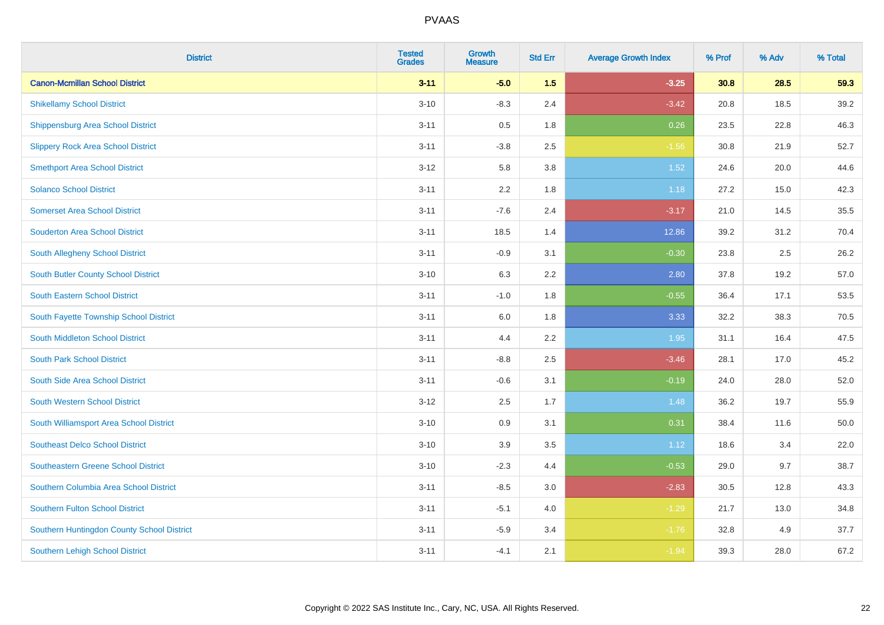| District | Tested Grades | Growth Measure | Std Err | Average Growth Index | % Prof | % Adv | % Total |
|---|---|---|---|---|---|---|---|
| **Canon-Mcmillan School District** | **3-11** | **-5.0** | **1.5** | **-3.25** | **30.8** | **28.5** | **59.3** |
| Shikellamy School District | 3-10 | -8.3 | 2.4 | -3.42 | 20.8 | 18.5 | 39.2 |
| Shippensburg Area School District | 3-11 | 0.5 | 1.8 | 0.26 | 23.5 | 22.8 | 46.3 |
| Slippery Rock Area School District | 3-11 | -3.8 | 2.5 | -1.56 | 30.8 | 21.9 | 52.7 |
| Smethport Area School District | 3-12 | 5.8 | 3.8 | 1.52 | 24.6 | 20.0 | 44.6 |
| Solanco School District | 3-11 | 2.2 | 1.8 | 1.18 | 27.2 | 15.0 | 42.3 |
| Somerset Area School District | 3-11 | -7.6 | 2.4 | -3.17 | 21.0 | 14.5 | 35.5 |
| Souderton Area School District | 3-11 | 18.5 | 1.4 | 12.86 | 39.2 | 31.2 | 70.4 |
| South Allegheny School District | 3-11 | -0.9 | 3.1 | -0.30 | 23.8 | 2.5 | 26.2 |
| South Butler County School District | 3-10 | 6.3 | 2.2 | 2.80 | 37.8 | 19.2 | 57.0 |
| South Eastern School District | 3-11 | -1.0 | 1.8 | -0.55 | 36.4 | 17.1 | 53.5 |
| South Fayette Township School District | 3-11 | 6.0 | 1.8 | 3.33 | 32.2 | 38.3 | 70.5 |
| South Middleton School District | 3-11 | 4.4 | 2.2 | 1.95 | 31.1 | 16.4 | 47.5 |
| South Park School District | 3-11 | -8.8 | 2.5 | -3.46 | 28.1 | 17.0 | 45.2 |
| South Side Area School District | 3-11 | -0.6 | 3.1 | -0.19 | 24.0 | 28.0 | 52.0 |
| South Western School District | 3-12 | 2.5 | 1.7 | 1.48 | 36.2 | 19.7 | 55.9 |
| South Williamsport Area School District | 3-10 | 0.9 | 3.1 | 0.31 | 38.4 | 11.6 | 50.0 |
| Southeast Delco School District | 3-10 | 3.9 | 3.5 | 1.12 | 18.6 | 3.4 | 22.0 |
| Southeastern Greene School District | 3-10 | -2.3 | 4.4 | -0.53 | 29.0 | 9.7 | 38.7 |
| Southern Columbia Area School District | 3-11 | -8.5 | 3.0 | -2.83 | 30.5 | 12.8 | 43.3 |
| Southern Fulton School District | 3-11 | -5.1 | 4.0 | -1.29 | 21.7 | 13.0 | 34.8 |
| Southern Huntingdon County School District | 3-11 | -5.9 | 3.4 | -1.76 | 32.8 | 4.9 | 37.7 |
| Southern Lehigh School District | 3-11 | -4.1 | 2.1 | -1.94 | 39.3 | 28.0 | 67.2 |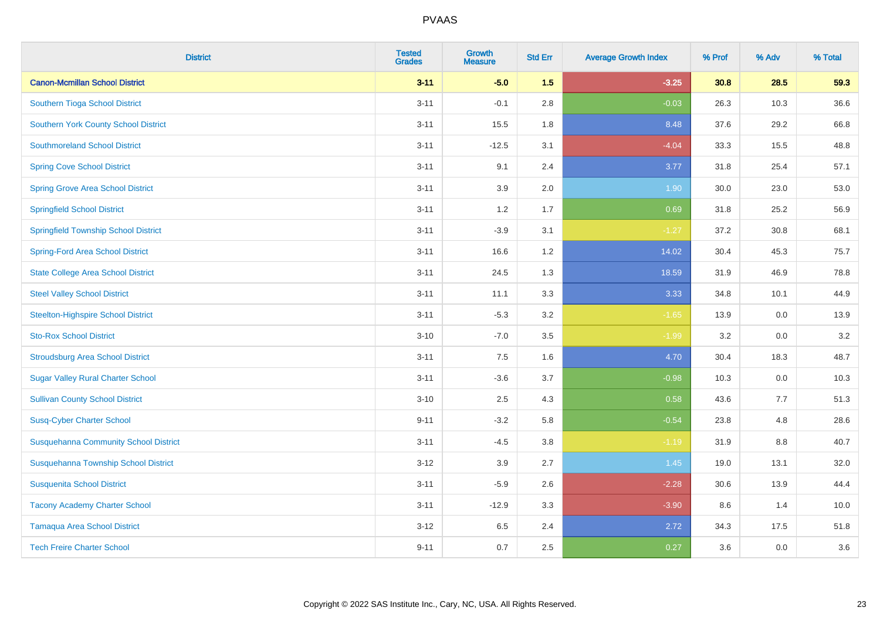| District | Tested Grades | Growth Measure | Std Err | Average Growth Index | % Prof | % Adv | % Total |
|---|---|---|---|---|---|---|---|
| **Canon-Mcmillan School District** | **3-11** | **-5.0** | **1.5** | **-3.25** | **30.8** | **28.5** | **59.3** |
| Southern Tioga School District | 3-11 | -0.1 | 2.8 | -0.03 | 26.3 | 10.3 | 36.6 |
| Southern York County School District | 3-11 | 15.5 | 1.8 | 8.48 | 37.6 | 29.2 | 66.8 |
| Southmoreland School District | 3-11 | -12.5 | 3.1 | -4.04 | 33.3 | 15.5 | 48.8 |
| Spring Cove School District | 3-11 | 9.1 | 2.4 | 3.77 | 31.8 | 25.4 | 57.1 |
| Spring Grove Area School District | 3-11 | 3.9 | 2.0 | 1.90 | 30.0 | 23.0 | 53.0 |
| Springfield School District | 3-11 | 1.2 | 1.7 | 0.69 | 31.8 | 25.2 | 56.9 |
| Springfield Township School District | 3-11 | -3.9 | 3.1 | -1.27 | 37.2 | 30.8 | 68.1 |
| Spring-Ford Area School District | 3-11 | 16.6 | 1.2 | 14.02 | 30.4 | 45.3 | 75.7 |
| State College Area School District | 3-11 | 24.5 | 1.3 | 18.59 | 31.9 | 46.9 | 78.8 |
| Steel Valley School District | 3-11 | 11.1 | 3.3 | 3.33 | 34.8 | 10.1 | 44.9 |
| Steelton-Highspire School District | 3-11 | -5.3 | 3.2 | -1.65 | 13.9 | 0.0 | 13.9 |
| Sto-Rox School District | 3-10 | -7.0 | 3.5 | -1.99 | 3.2 | 0.0 | 3.2 |
| Stroudsburg Area School District | 3-11 | 7.5 | 1.6 | 4.70 | 30.4 | 18.3 | 48.7 |
| Sugar Valley Rural Charter School | 3-11 | -3.6 | 3.7 | -0.98 | 10.3 | 0.0 | 10.3 |
| Sullivan County School District | 3-10 | 2.5 | 4.3 | 0.58 | 43.6 | 7.7 | 51.3 |
| Susq-Cyber Charter School | 9-11 | -3.2 | 5.8 | -0.54 | 23.8 | 4.8 | 28.6 |
| Susquehanna Community School District | 3-11 | -4.5 | 3.8 | -1.19 | 31.9 | 8.8 | 40.7 |
| Susquehanna Township School District | 3-12 | 3.9 | 2.7 | 1.45 | 19.0 | 13.1 | 32.0 |
| Susquenita School District | 3-11 | -5.9 | 2.6 | -2.28 | 30.6 | 13.9 | 44.4 |
| Tacony Academy Charter School | 3-11 | -12.9 | 3.3 | -3.90 | 8.6 | 1.4 | 10.0 |
| Tamaqua Area School District | 3-12 | 6.5 | 2.4 | 2.72 | 34.3 | 17.5 | 51.8 |
| Tech Freire Charter School | 9-11 | 0.7 | 2.5 | 0.27 | 3.6 | 0.0 | 3.6 |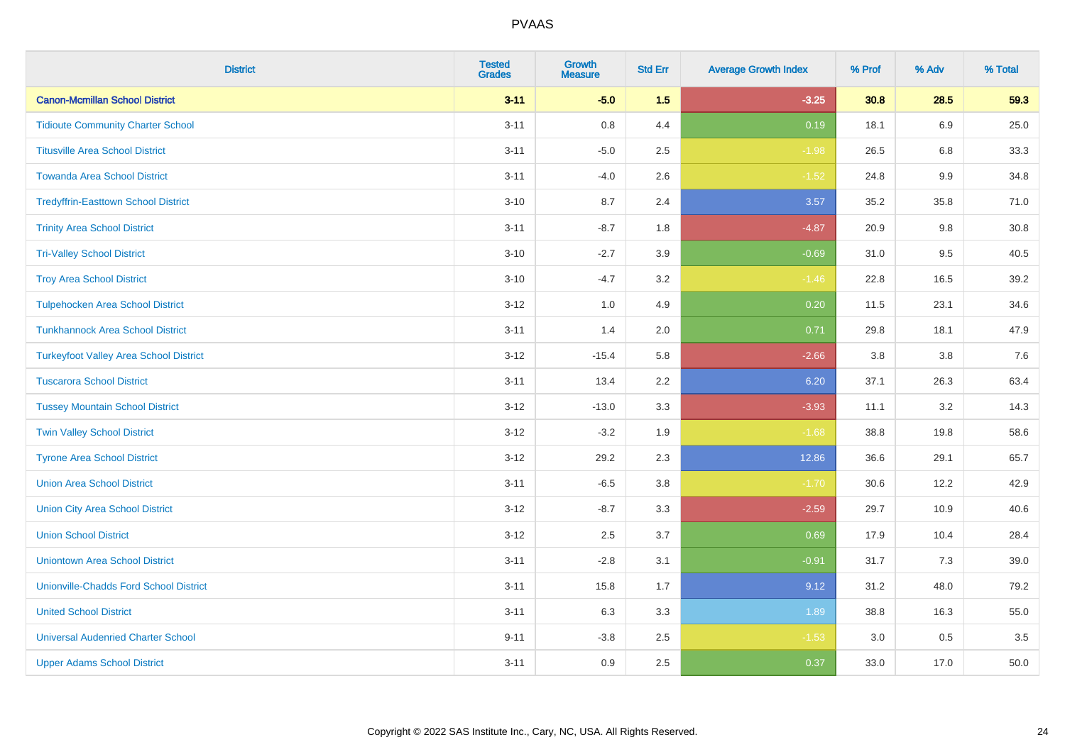# PVAAS

| District | Tested Grades | Growth Measure | Std Err | Average Growth Index | % Prof | % Adv | % Total |
|---|---|---|---|---|---|---|---|
| **Canon-Mcmillan School District** | **3-11** | **-5.0** | **1.5** | **-3.25** | **30.8** | **28.5** | **59.3** |
| Tidioute Community Charter School | 3-11 | 0.8 | 4.4 | 0.19 | 18.1 | 6.9 | 25.0 |
| Titusville Area School District | 3-11 | -5.0 | 2.5 | -1.98 | 26.5 | 6.8 | 33.3 |
| Towanda Area School District | 3-11 | -4.0 | 2.6 | -1.52 | 24.8 | 9.9 | 34.8 |
| Tredyffrin-Easttown School District | 3-10 | 8.7 | 2.4 | 3.57 | 35.2 | 35.8 | 71.0 |
| Trinity Area School District | 3-11 | -8.7 | 1.8 | -4.87 | 20.9 | 9.8 | 30.8 |
| Tri-Valley School District | 3-10 | -2.7 | 3.9 | -0.69 | 31.0 | 9.5 | 40.5 |
| Troy Area School District | 3-10 | -4.7 | 3.2 | -1.46 | 22.8 | 16.5 | 39.2 |
| Tulpehocken Area School District | 3-12 | 1.0 | 4.9 | 0.20 | 11.5 | 23.1 | 34.6 |
| Tunkhannock Area School District | 3-11 | 1.4 | 2.0 | 0.71 | 29.8 | 18.1 | 47.9 |
| Turkeyfoot Valley Area School District | 3-12 | -15.4 | 5.8 | -2.66 | 3.8 | 3.8 | 7.6 |
| Tuscarora School District | 3-11 | 13.4 | 2.2 | 6.20 | 37.1 | 26.3 | 63.4 |
| Tussey Mountain School District | 3-12 | -13.0 | 3.3 | -3.93 | 11.1 | 3.2 | 14.3 |
| Twin Valley School District | 3-12 | -3.2 | 1.9 | -1.68 | 38.8 | 19.8 | 58.6 |
| Tyrone Area School District | 3-12 | 29.2 | 2.3 | 12.86 | 36.6 | 29.1 | 65.7 |
| Union Area School District | 3-11 | -6.5 | 3.8 | -1.70 | 30.6 | 12.2 | 42.9 |
| Union City Area School District | 3-12 | -8.7 | 3.3 | -2.59 | 29.7 | 10.9 | 40.6 |
| Union School District | 3-12 | 2.5 | 3.7 | 0.69 | 17.9 | 10.4 | 28.4 |
| Uniontown Area School District | 3-11 | -2.8 | 3.1 | -0.91 | 31.7 | 7.3 | 39.0 |
| Unionville-Chadds Ford School District | 3-11 | 15.8 | 1.7 | 9.12 | 31.2 | 48.0 | 79.2 |
| United School District | 3-11 | 6.3 | 3.3 | 1.89 | 38.8 | 16.3 | 55.0 |
| Universal Audenried Charter School | 9-11 | -3.8 | 2.5 | -1.53 | 3.0 | 0.5 | 3.5 |
| Upper Adams School District | 3-11 | 0.9 | 2.5 | 0.37 | 33.0 | 17.0 | 50.0 |

Copyright © 2022 SAS Institute Inc., Cary, NC, USA. All Rights Reserved.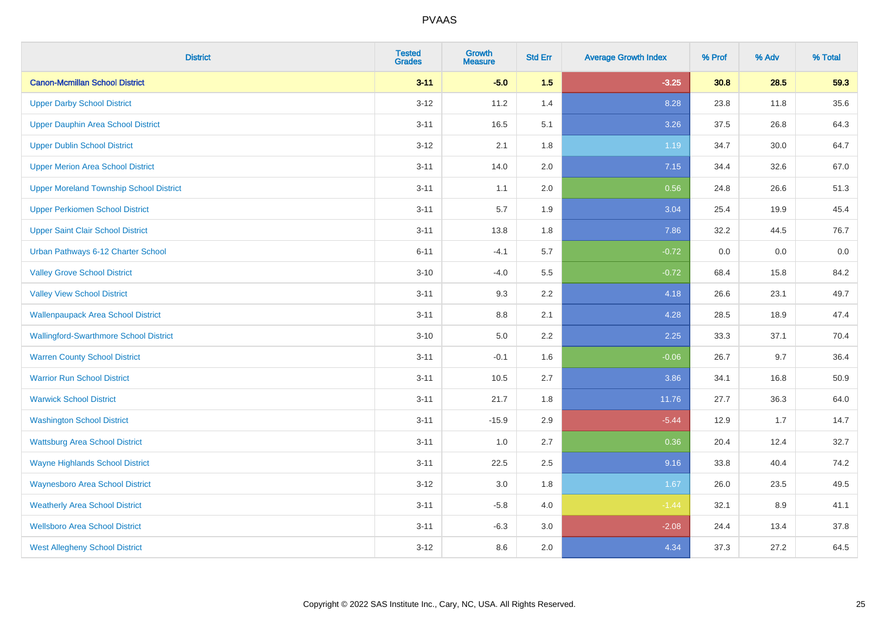| District | Tested Grades | Growth Measure | Std Err | Average Growth Index | % Prof | % Adv | % Total |
|---|---|---|---|---|---|---|---|
| **Canon-Mcmillan School District** | **3-11** | **-5.0** | **1.5** | **-3.25** | **30.8** | **28.5** | **59.3** |
| Upper Darby School District | 3-12 | 11.2 | 1.4 | 8.28 | 23.8 | 11.8 | 35.6 |
| Upper Dauphin Area School District | 3-11 | 16.5 | 5.1 | 3.26 | 37.5 | 26.8 | 64.3 |
| Upper Dublin School District | 3-12 | 2.1 | 1.8 | 1.19 | 34.7 | 30.0 | 64.7 |
| Upper Merion Area School District | 3-11 | 14.0 | 2.0 | 7.15 | 34.4 | 32.6 | 67.0 |
| Upper Moreland Township School District | 3-11 | 1.1 | 2.0 | 0.56 | 24.8 | 26.6 | 51.3 |
| Upper Perkiomen School District | 3-11 | 5.7 | 1.9 | 3.04 | 25.4 | 19.9 | 45.4 |
| Upper Saint Clair School District | 3-11 | 13.8 | 1.8 | 7.86 | 32.2 | 44.5 | 76.7 |
| Urban Pathways 6-12 Charter School | 6-11 | -4.1 | 5.7 | -0.72 | 0.0 | 0.0 | 0.0 |
| Valley Grove School District | 3-10 | -4.0 | 5.5 | -0.72 | 68.4 | 15.8 | 84.2 |
| Valley View School District | 3-11 | 9.3 | 2.2 | 4.18 | 26.6 | 23.1 | 49.7 |
| Wallenpaupack Area School District | 3-11 | 8.8 | 2.1 | 4.28 | 28.5 | 18.9 | 47.4 |
| Wallingford-Swarthmore School District | 3-10 | 5.0 | 2.2 | 2.25 | 33.3 | 37.1 | 70.4 |
| Warren County School District | 3-11 | -0.1 | 1.6 | -0.06 | 26.7 | 9.7 | 36.4 |
| Warrior Run School District | 3-11 | 10.5 | 2.7 | 3.86 | 34.1 | 16.8 | 50.9 |
| Warwick School District | 3-11 | 21.7 | 1.8 | 11.76 | 27.7 | 36.3 | 64.0 |
| Washington School District | 3-11 | -15.9 | 2.9 | -5.44 | 12.9 | 1.7 | 14.7 |
| Wattsburg Area School District | 3-11 | 1.0 | 2.7 | 0.36 | 20.4 | 12.4 | 32.7 |
| Wayne Highlands School District | 3-11 | 22.5 | 2.5 | 9.16 | 33.8 | 40.4 | 74.2 |
| Waynesboro Area School District | 3-12 | 3.0 | 1.8 | 1.67 | 26.0 | 23.5 | 49.5 |
| Weatherly Area School District | 3-11 | -5.8 | 4.0 | -1.44 | 32.1 | 8.9 | 41.1 |
| Wellsboro Area School District | 3-11 | -6.3 | 3.0 | -2.08 | 24.4 | 13.4 | 37.8 |
| West Allegheny School District | 3-12 | 8.6 | 2.0 | 4.34 | 37.3 | 27.2 | 64.5 |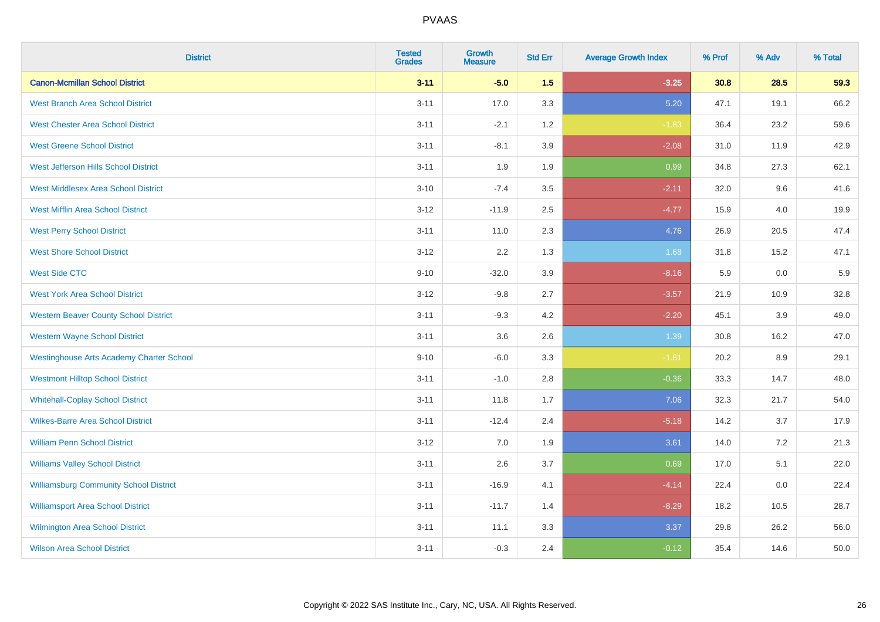| District | Tested Grades | Growth Measure | Std Err | Average Growth Index | % Prof | % Adv | % Total |
|---|---|---|---|---|---|---|---|
| **Canon-Mcmillan School District** | **3-11** | **-5.0** | **1.5** | **-3.25** | **30.8** | **28.5** | **59.3** |
| West Branch Area School District | 3-11 | 17.0 | 3.3 | 5.20 | 47.1 | 19.1 | 66.2 |
| West Chester Area School District | 3-11 | -2.1 | 1.2 | -1.83 | 36.4 | 23.2 | 59.6 |
| West Greene School District | 3-11 | -8.1 | 3.9 | -2.08 | 31.0 | 11.9 | 42.9 |
| West Jefferson Hills School District | 3-11 | 1.9 | 1.9 | 0.99 | 34.8 | 27.3 | 62.1 |
| West Middlesex Area School District | 3-10 | -7.4 | 3.5 | -2.11 | 32.0 | 9.6 | 41.6 |
| West Mifflin Area School District | 3-12 | -11.9 | 2.5 | -4.77 | 15.9 | 4.0 | 19.9 |
| West Perry School District | 3-11 | 11.0 | 2.3 | 4.76 | 26.9 | 20.5 | 47.4 |
| West Shore School District | 3-12 | 2.2 | 1.3 | 1.68 | 31.8 | 15.2 | 47.1 |
| West Side CTC | 9-10 | -32.0 | 3.9 | -8.16 | 5.9 | 0.0 | 5.9 |
| West York Area School District | 3-12 | -9.8 | 2.7 | -3.57 | 21.9 | 10.9 | 32.8 |
| Western Beaver County School District | 3-11 | -9.3 | 4.2 | -2.20 | 45.1 | 3.9 | 49.0 |
| Western Wayne School District | 3-11 | 3.6 | 2.6 | 1.39 | 30.8 | 16.2 | 47.0 |
| Westinghouse Arts Academy Charter School | 9-10 | -6.0 | 3.3 | -1.81 | 20.2 | 8.9 | 29.1 |
| Westmont Hilltop School District | 3-11 | -1.0 | 2.8 | -0.36 | 33.3 | 14.7 | 48.0 |
| Whitehall-Coplay School District | 3-11 | 11.8 | 1.7 | 7.06 | 32.3 | 21.7 | 54.0 |
| Wilkes-Barre Area School District | 3-11 | -12.4 | 2.4 | -5.18 | 14.2 | 3.7 | 17.9 |
| William Penn School District | 3-12 | 7.0 | 1.9 | 3.61 | 14.0 | 7.2 | 21.3 |
| Williams Valley School District | 3-11 | 2.6 | 3.7 | 0.69 | 17.0 | 5.1 | 22.0 |
| Williamsburg Community School District | 3-11 | -16.9 | 4.1 | -4.14 | 22.4 | 0.0 | 22.4 |
| Williamsport Area School District | 3-11 | -11.7 | 1.4 | -8.29 | 18.2 | 10.5 | 28.7 |
| Wilmington Area School District | 3-11 | 11.1 | 3.3 | 3.37 | 29.8 | 26.2 | 56.0 |
| Wilson Area School District | 3-11 | -0.3 | 2.4 | -0.12 | 35.4 | 14.6 | 50.0 |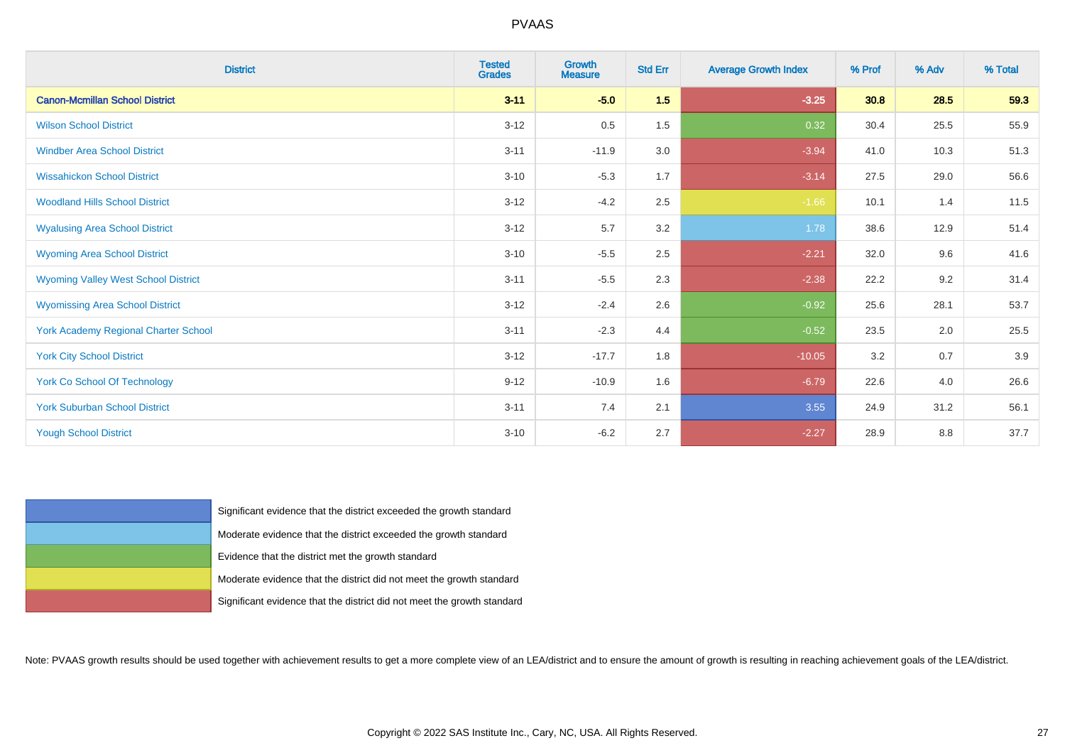# PVAAS

| District | Tested Grades | Growth Measure | Std Err | Average Growth Index | % Prof | % Adv | % Total |
|---|---|---|---|---|---|---|---|
| **Canon-Mcmillan School District** | **3-11** | **-5.0** | **1.5** | **-3.25** | **30.8** | **28.5** | **59.3** |
| Wilson School District | 3-12 | 0.5 | 1.5 | 0.32 | 30.4 | 25.5 | 55.9 |
| Windber Area School District | 3-11 | -11.9 | 3.0 | -3.94 | 41.0 | 10.3 | 51.3 |
| Wissahickon School District | 3-10 | -5.3 | 1.7 | -3.14 | 27.5 | 29.0 | 56.6 |
| Woodland Hills School District | 3-12 | -4.2 | 2.5 | -1.66 | 10.1 | 1.4 | 11.5 |
| Wyalusing Area School District | 3-12 | 5.7 | 3.2 | 1.78 | 38.6 | 12.9 | 51.4 |
| Wyoming Area School District | 3-10 | -5.5 | 2.5 | -2.21 | 32.0 | 9.6 | 41.6 |
| Wyoming Valley West School District | 3-11 | -5.5 | 2.3 | -2.38 | 22.2 | 9.2 | 31.4 |
| Wyomissing Area School District | 3-12 | -2.4 | 2.6 | -0.92 | 25.6 | 28.1 | 53.7 |
| York Academy Regional Charter School | 3-11 | -2.3 | 4.4 | -0.52 | 23.5 | 2.0 | 25.5 |
| York City School District | 3-12 | -17.7 | 1.8 | -10.05 | 3.2 | 0.7 | 3.9 |
| York Co School Of Technology | 9-12 | -10.9 | 1.6 | -6.79 | 22.6 | 4.0 | 26.6 |
| York Suburban School District | 3-11 | 7.4 | 2.1 | 3.55 | 24.9 | 31.2 | 56.1 |
| Yough School District | 3-10 | -6.2 | 2.7 | -2.27 | 28.9 | 8.8 | 37.7 |

Significant evidence that the district exceeded the growth standard

Moderate evidence that the district exceeded the growth standard

Evidence that the district met the growth standard

Moderate evidence that the district did not meet the growth standard

Significant evidence that the district did not meet the growth standard

Note: PVAAS growth results should be used together with achievement results to get a more complete view of an LEA/district and to ensure the amount of growth is resulting in reaching achievement goals of the LEA/district.

Copyright © 2022 SAS Institute Inc., Cary, NC, USA. All Rights Reserved.